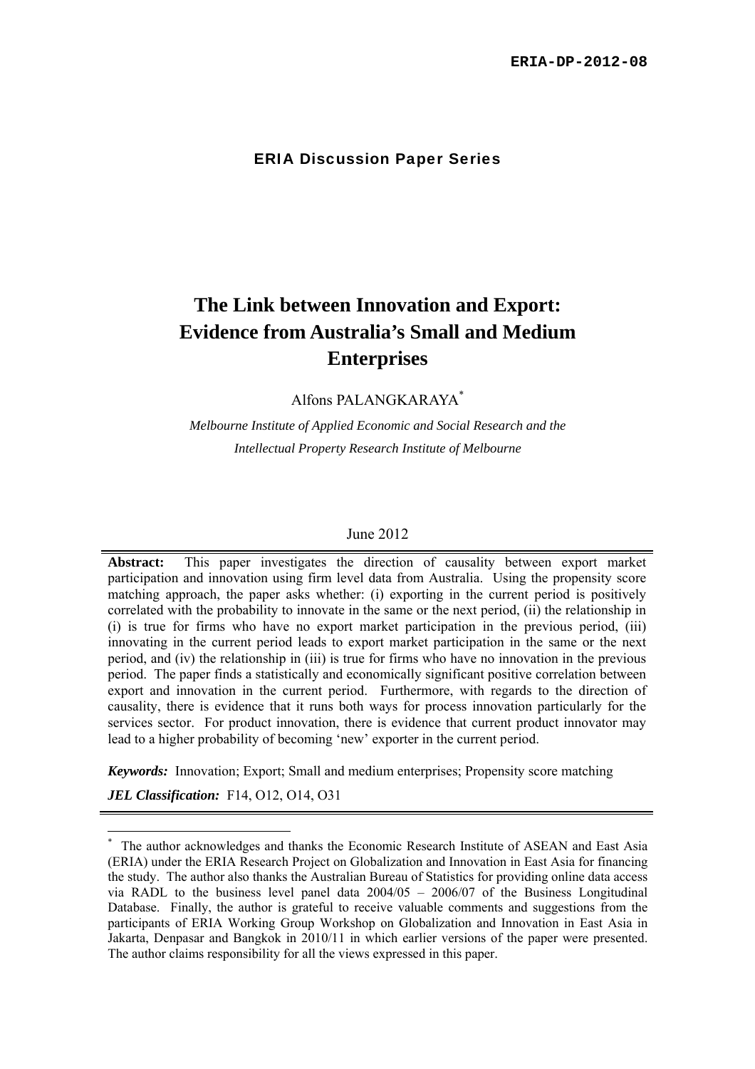ERIA-DP-2012-08

**ERIA Discussion Paper Series**

# The Link between Innovation and Export: Evidence from Australia's Small and Medium Enterprises

Alfons PALANGKARAYA[*]

*Melbourne Institute of Applied Economic and Social Research and the Intellectual Property Research Institute of Melbourne*

June 2012

**Abstract:** This paper investigates the direction of causality between export market participation and innovation using firm level data from Australia. Using the propensity score matching approach, the paper asks whether: (i) exporting in the current period is positively correlated with the probability to innovate in the same or the next period, (ii) the relationship in (i) is true for firms who have no export market participation in the previous period, (iii) innovating in the current period leads to export market participation in the same or the next period, and (iv) the relationship in (iii) is true for firms who have no innovation in the previous period. The paper finds a statistically and economically significant positive correlation between export and innovation in the current period. Furthermore, with regards to the direction of causality, there is evidence that it runs both ways for process innovation particularly for the services sector. For product innovation, there is evidence that current product innovator may lead to a higher probability of becoming 'new' exporter in the current period.

***Keywords:*** Innovation; Export; Small and medium enterprises; Propensity score matching

***JEL Classification:*** F14, O12, O14, O31

[*] The author acknowledges and thanks the Economic Research Institute of ASEAN and East Asia (ERIA) under the ERIA Research Project on Globalization and Innovation in East Asia for financing the study. The author also thanks the Australian Bureau of Statistics for providing online data access via RADL to the business level panel data 2004/05 – 2006/07 of the Business Longitudinal Database. Finally, the author is grateful to receive valuable comments and suggestions from the participants of ERIA Working Group Workshop on Globalization and Innovation in East Asia in Jakarta, Denpasar and Bangkok in 2010/11 in which earlier versions of the paper were presented. The author claims responsibility for all the views expressed in this paper.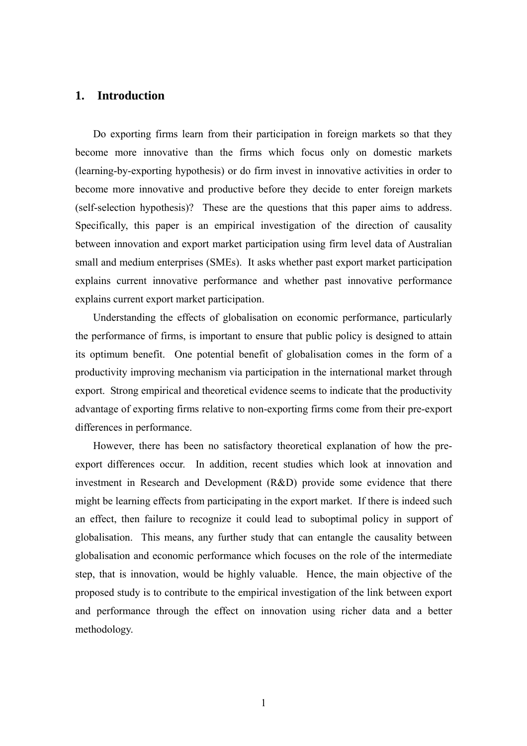# 1. Introduction

Do exporting firms learn from their participation in foreign markets so that they become more innovative than the firms which focus only on domestic markets (learning-by-exporting hypothesis) or do firm invest in innovative activities in order to become more innovative and productive before they decide to enter foreign markets (self-selection hypothesis)? These are the questions that this paper aims to address. Specifically, this paper is an empirical investigation of the direction of causality between innovation and export market participation using firm level data of Australian small and medium enterprises (SMEs). It asks whether past export market participation explains current innovative performance and whether past innovative performance explains current export market participation.

Understanding the effects of globalisation on economic performance, particularly the performance of firms, is important to ensure that public policy is designed to attain its optimum benefit. One potential benefit of globalisation comes in the form of a productivity improving mechanism via participation in the international market through export. Strong empirical and theoretical evidence seems to indicate that the productivity advantage of exporting firms relative to non-exporting firms come from their pre-export differences in performance.

However, there has been no satisfactory theoretical explanation of how the pre-export differences occur. In addition, recent studies which look at innovation and investment in Research and Development (R&D) provide some evidence that there might be learning effects from participating in the export market. If there is indeed such an effect, then failure to recognize it could lead to suboptimal policy in support of globalisation. This means, any further study that can entangle the causality between globalisation and economic performance which focuses on the role of the intermediate step, that is innovation, would be highly valuable. Hence, the main objective of the proposed study is to contribute to the empirical investigation of the link between export and performance through the effect on innovation using richer data and a better methodology.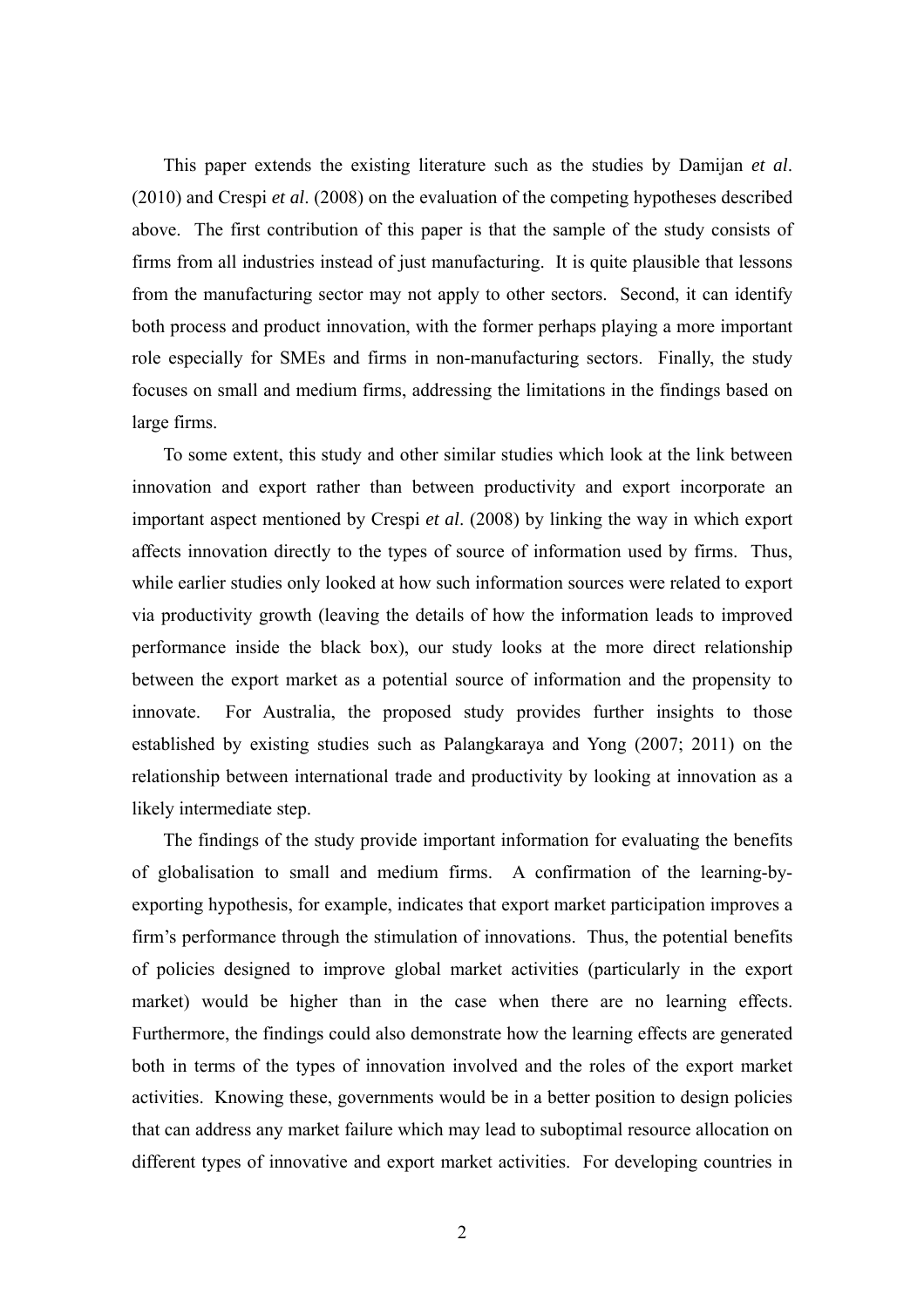This paper extends the existing literature such as the studies by Damijan *et al*. (2010) and Crespi *et al*. (2008) on the evaluation of the competing hypotheses described above. The first contribution of this paper is that the sample of the study consists of firms from all industries instead of just manufacturing. It is quite plausible that lessons from the manufacturing sector may not apply to other sectors. Second, it can identify both process and product innovation, with the former perhaps playing a more important role especially for SMEs and firms in non-manufacturing sectors. Finally, the study focuses on small and medium firms, addressing the limitations in the findings based on large firms.

To some extent, this study and other similar studies which look at the link between innovation and export rather than between productivity and export incorporate an important aspect mentioned by Crespi *et al*. (2008) by linking the way in which export affects innovation directly to the types of source of information used by firms. Thus, while earlier studies only looked at how such information sources were related to export via productivity growth (leaving the details of how the information leads to improved performance inside the black box), our study looks at the more direct relationship between the export market as a potential source of information and the propensity to innovate. For Australia, the proposed study provides further insights to those established by existing studies such as Palangkaraya and Yong (2007; 2011) on the relationship between international trade and productivity by looking at innovation as a likely intermediate step.

The findings of the study provide important information for evaluating the benefits of globalisation to small and medium firms. A confirmation of the learning-by-exporting hypothesis, for example, indicates that export market participation improves a firm's performance through the stimulation of innovations. Thus, the potential benefits of policies designed to improve global market activities (particularly in the export market) would be higher than in the case when there are no learning effects. Furthermore, the findings could also demonstrate how the learning effects are generated both in terms of the types of innovation involved and the roles of the export market activities. Knowing these, governments would be in a better position to design policies that can address any market failure which may lead to suboptimal resource allocation on different types of innovative and export market activities. For developing countries in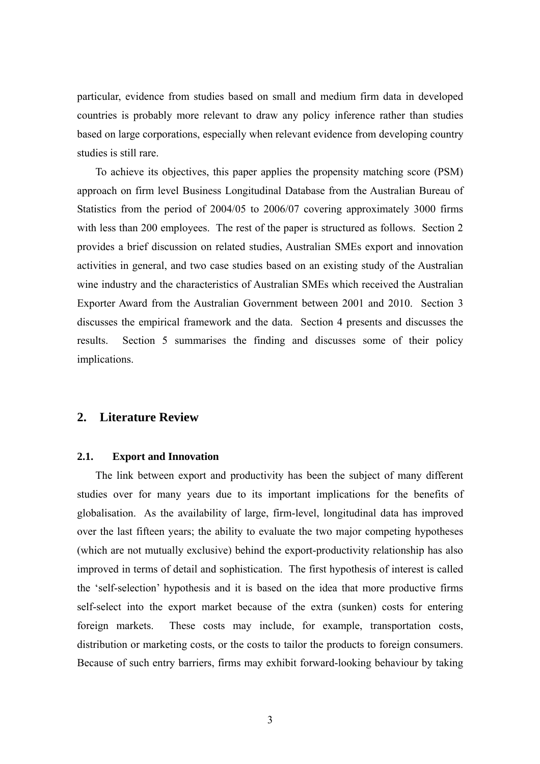particular, evidence from studies based on small and medium firm data in developed countries is probably more relevant to draw any policy inference rather than studies based on large corporations, especially when relevant evidence from developing country studies is still rare.

To achieve its objectives, this paper applies the propensity matching score (PSM) approach on firm level Business Longitudinal Database from the Australian Bureau of Statistics from the period of 2004/05 to 2006/07 covering approximately 3000 firms with less than 200 employees. The rest of the paper is structured as follows. Section 2 provides a brief discussion on related studies, Australian SMEs export and innovation activities in general, and two case studies based on an existing study of the Australian wine industry and the characteristics of Australian SMEs which received the Australian Exporter Award from the Australian Government between 2001 and 2010. Section 3 discusses the empirical framework and the data. Section 4 presents and discusses the results. Section 5 summarises the finding and discusses some of their policy implications.

## 2. Literature Review

### 2.1. Export and Innovation

The link between export and productivity has been the subject of many different studies over for many years due to its important implications for the benefits of globalisation. As the availability of large, firm-level, longitudinal data has improved over the last fifteen years; the ability to evaluate the two major competing hypotheses (which are not mutually exclusive) behind the export-productivity relationship has also improved in terms of detail and sophistication. The first hypothesis of interest is called the 'self-selection' hypothesis and it is based on the idea that more productive firms self-select into the export market because of the extra (sunken) costs for entering foreign markets. These costs may include, for example, transportation costs, distribution or marketing costs, or the costs to tailor the products to foreign consumers. Because of such entry barriers, firms may exhibit forward-looking behaviour by taking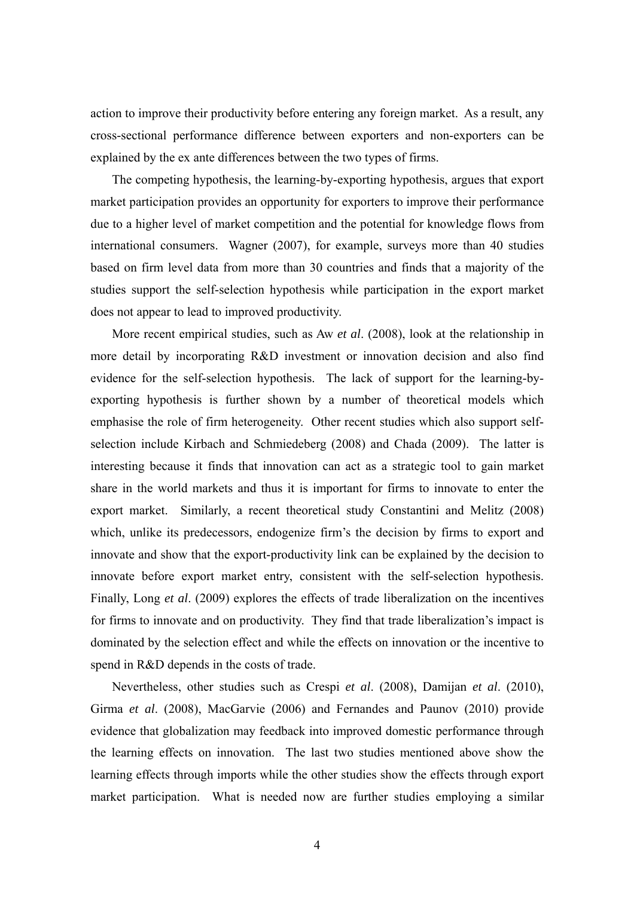action to improve their productivity before entering any foreign market. As a result, any cross-sectional performance difference between exporters and non-exporters can be explained by the ex ante differences between the two types of firms.

The competing hypothesis, the learning-by-exporting hypothesis, argues that export market participation provides an opportunity for exporters to improve their performance due to a higher level of market competition and the potential for knowledge flows from international consumers. Wagner (2007), for example, surveys more than 40 studies based on firm level data from more than 30 countries and finds that a majority of the studies support the self-selection hypothesis while participation in the export market does not appear to lead to improved productivity.

More recent empirical studies, such as Aw *et al*. (2008), look at the relationship in more detail by incorporating R&D investment or innovation decision and also find evidence for the self-selection hypothesis. The lack of support for the learning-by-exporting hypothesis is further shown by a number of theoretical models which emphasise the role of firm heterogeneity. Other recent studies which also support self-selection include Kirbach and Schmiedeberg (2008) and Chada (2009). The latter is interesting because it finds that innovation can act as a strategic tool to gain market share in the world markets and thus it is important for firms to innovate to enter the export market. Similarly, a recent theoretical study Constantini and Melitz (2008) which, unlike its predecessors, endogenize firm's the decision by firms to export and innovate and show that the export-productivity link can be explained by the decision to innovate before export market entry, consistent with the self-selection hypothesis. Finally, Long *et al*. (2009) explores the effects of trade liberalization on the incentives for firms to innovate and on productivity. They find that trade liberalization's impact is dominated by the selection effect and while the effects on innovation or the incentive to spend in R&D depends in the costs of trade.

Nevertheless, other studies such as Crespi *et al*. (2008), Damijan *et al*. (2010), Girma *et al*. (2008), MacGarvie (2006) and Fernandes and Paunov (2010) provide evidence that globalization may feedback into improved domestic performance through the learning effects on innovation. The last two studies mentioned above show the learning effects through imports while the other studies show the effects through export market participation. What is needed now are further studies employing a similar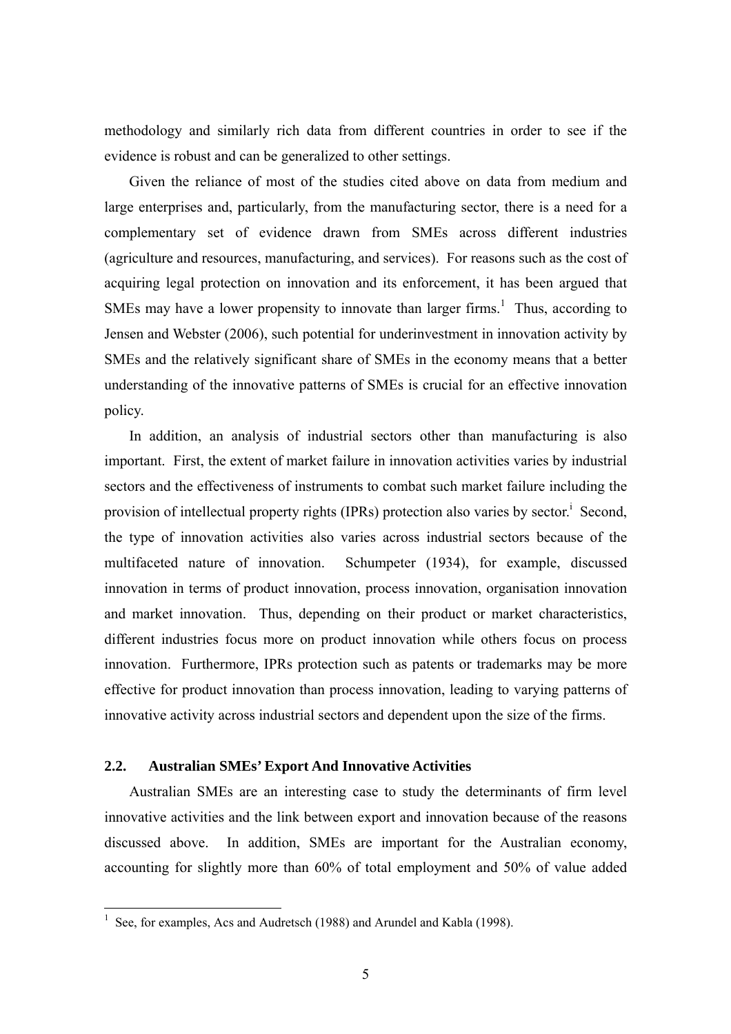methodology and similarly rich data from different countries in order to see if the evidence is robust and can be generalized to other settings.

Given the reliance of most of the studies cited above on data from medium and large enterprises and, particularly, from the manufacturing sector, there is a need for a complementary set of evidence drawn from SMEs across different industries (agriculture and resources, manufacturing, and services). For reasons such as the cost of acquiring legal protection on innovation and its enforcement, it has been argued that SMEs may have a lower propensity to innovate than larger firms.[1] Thus, according to Jensen and Webster (2006), such potential for underinvestment in innovation activity by SMEs and the relatively significant share of SMEs in the economy means that a better understanding of the innovative patterns of SMEs is crucial for an effective innovation policy.

In addition, an analysis of industrial sectors other than manufacturing is also important. First, the extent of market failure in innovation activities varies by industrial sectors and the effectiveness of instruments to combat such market failure including the provision of intellectual property rights (IPRs) protection also varies by sector.[i] Second, the type of innovation activities also varies across industrial sectors because of the multifaceted nature of innovation. Schumpeter (1934), for example, discussed innovation in terms of product innovation, process innovation, organisation innovation and market innovation. Thus, depending on their product or market characteristics, different industries focus more on product innovation while others focus on process innovation. Furthermore, IPRs protection such as patents or trademarks may be more effective for product innovation than process innovation, leading to varying patterns of innovative activity across industrial sectors and dependent upon the size of the firms.

### 2.2. Australian SMEs' Export And Innovative Activities

Australian SMEs are an interesting case to study the determinants of firm level innovative activities and the link between export and innovation because of the reasons discussed above. In addition, SMEs are important for the Australian economy, accounting for slightly more than 60% of total employment and 50% of value added

---

[1] See, for examples, Acs and Audretsch (1988) and Arundel and Kabla (1998).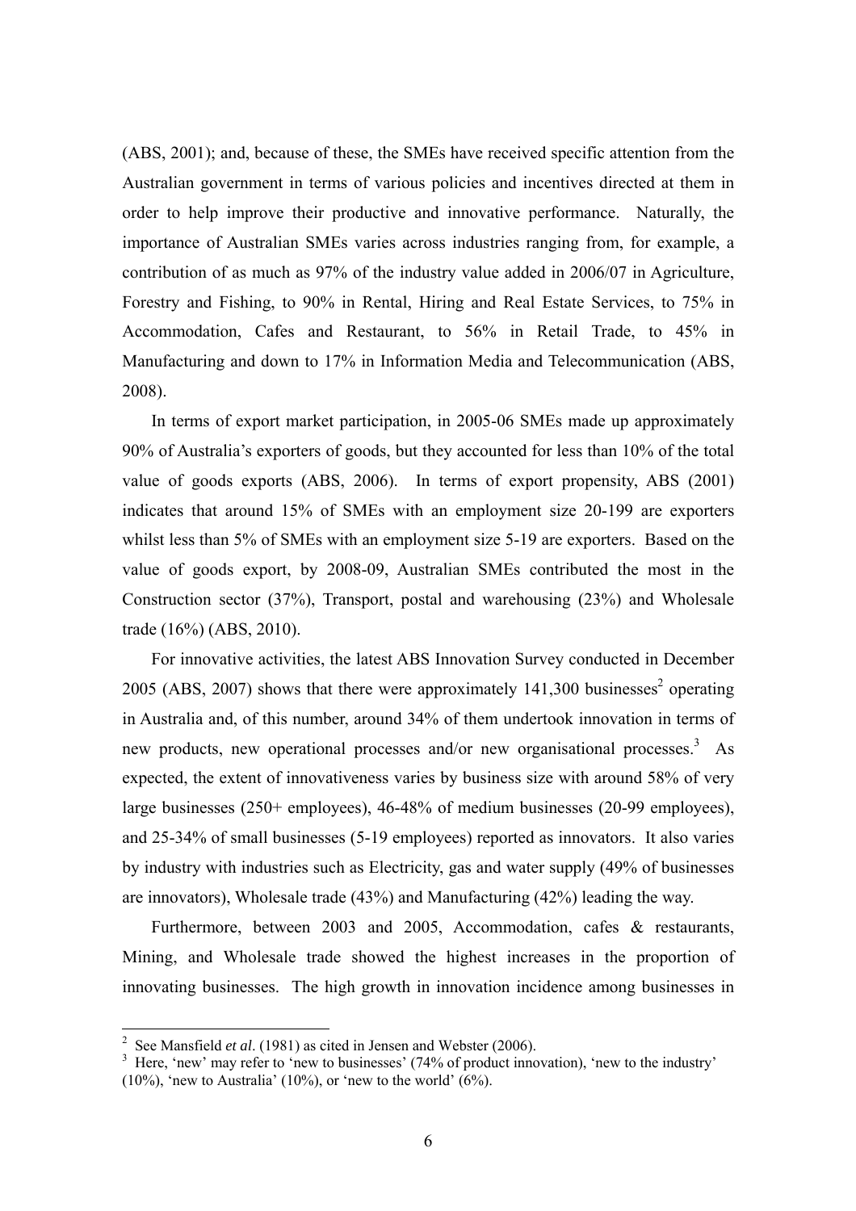(ABS, 2001); and, because of these, the SMEs have received specific attention from the Australian government in terms of various policies and incentives directed at them in order to help improve their productive and innovative performance. Naturally, the importance of Australian SMEs varies across industries ranging from, for example, a contribution of as much as 97% of the industry value added in 2006/07 in Agriculture, Forestry and Fishing, to 90% in Rental, Hiring and Real Estate Services, to 75% in Accommodation, Cafes and Restaurant, to 56% in Retail Trade, to 45% in Manufacturing and down to 17% in Information Media and Telecommunication (ABS, 2008).

In terms of export market participation, in 2005-06 SMEs made up approximately 90% of Australia's exporters of goods, but they accounted for less than 10% of the total value of goods exports (ABS, 2006). In terms of export propensity, ABS (2001) indicates that around 15% of SMEs with an employment size 20-199 are exporters whilst less than 5% of SMEs with an employment size 5-19 are exporters. Based on the value of goods export, by 2008-09, Australian SMEs contributed the most in the Construction sector (37%), Transport, postal and warehousing (23%) and Wholesale trade (16%) (ABS, 2010).

For innovative activities, the latest ABS Innovation Survey conducted in December 2005 (ABS, 2007) shows that there were approximately 141,300 businesses[2] operating in Australia and, of this number, around 34% of them undertook innovation in terms of new products, new operational processes and/or new organisational processes.[3] As expected, the extent of innovativeness varies by business size with around 58% of very large businesses (250+ employees), 46-48% of medium businesses (20-99 employees), and 25-34% of small businesses (5-19 employees) reported as innovators. It also varies by industry with industries such as Electricity, gas and water supply (49% of businesses are innovators), Wholesale trade (43%) and Manufacturing (42%) leading the way.

Furthermore, between 2003 and 2005, Accommodation, cafes & restaurants, Mining, and Wholesale trade showed the highest increases in the proportion of innovating businesses. The high growth in innovation incidence among businesses in

---

[2] See Mansfield *et al*. (1981) as cited in Jensen and Webster (2006).

[3] Here, 'new' may refer to 'new to businesses' (74% of product innovation), 'new to the industry' (10%), 'new to Australia' (10%), or 'new to the world' (6%).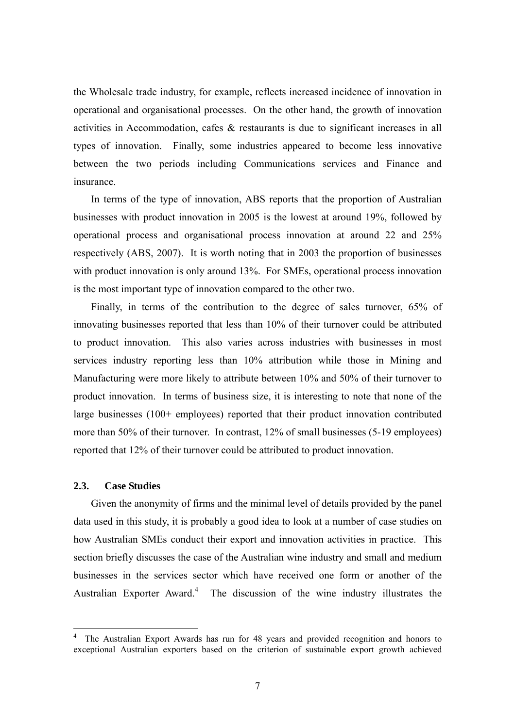the Wholesale trade industry, for example, reflects increased incidence of innovation in operational and organisational processes. On the other hand, the growth of innovation activities in Accommodation, cafes & restaurants is due to significant increases in all types of innovation. Finally, some industries appeared to become less innovative between the two periods including Communications services and Finance and insurance.

In terms of the type of innovation, ABS reports that the proportion of Australian businesses with product innovation in 2005 is the lowest at around 19%, followed by operational process and organisational process innovation at around 22 and 25% respectively (ABS, 2007). It is worth noting that in 2003 the proportion of businesses with product innovation is only around 13%. For SMEs, operational process innovation is the most important type of innovation compared to the other two.

Finally, in terms of the contribution to the degree of sales turnover, 65% of innovating businesses reported that less than 10% of their turnover could be attributed to product innovation. This also varies across industries with businesses in most services industry reporting less than 10% attribution while those in Mining and Manufacturing were more likely to attribute between 10% and 50% of their turnover to product innovation. In terms of business size, it is interesting to note that none of the large businesses (100+ employees) reported that their product innovation contributed more than 50% of their turnover. In contrast, 12% of small businesses (5-19 employees) reported that 12% of their turnover could be attributed to product innovation.

### 2.3. Case Studies

Given the anonymity of firms and the minimal level of details provided by the panel data used in this study, it is probably a good idea to look at a number of case studies on how Australian SMEs conduct their export and innovation activities in practice. This section briefly discusses the case of the Australian wine industry and small and medium businesses in the services sector which have received one form or another of the Australian Exporter Award.[4] The discussion of the wine industry illustrates the

---

[4] The Australian Export Awards has run for 48 years and provided recognition and honors to exceptional Australian exporters based on the criterion of sustainable export growth achieved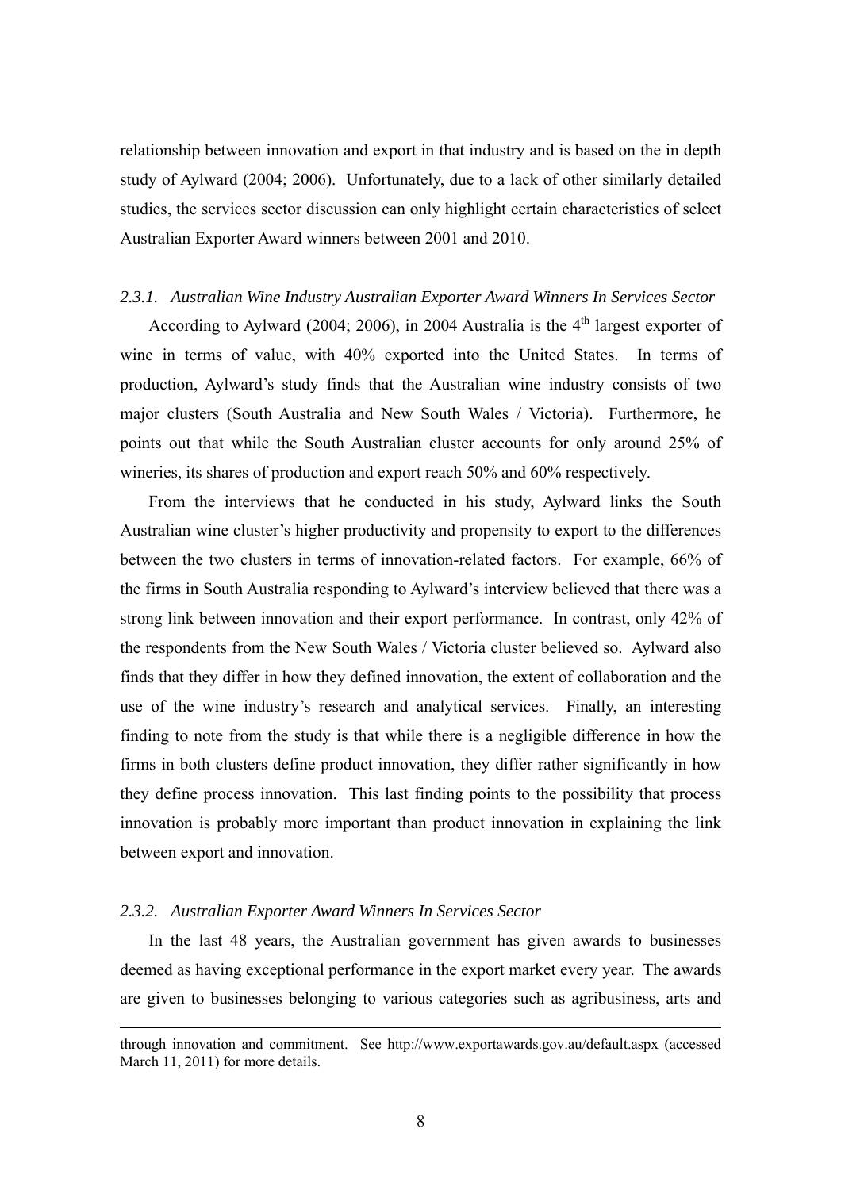relationship between innovation and export in that industry and is based on the in depth study of Aylward (2004; 2006). Unfortunately, due to a lack of other similarly detailed studies, the services sector discussion can only highlight certain characteristics of select Australian Exporter Award winners between 2001 and 2010.

### *2.3.1. Australian Wine Industry Australian Exporter Award Winners In Services Sector*

According to Aylward (2004; 2006), in 2004 Australia is the 4th largest exporter of wine in terms of value, with 40% exported into the United States. In terms of production, Aylward's study finds that the Australian wine industry consists of two major clusters (South Australia and New South Wales / Victoria). Furthermore, he points out that while the South Australian cluster accounts for only around 25% of wineries, its shares of production and export reach 50% and 60% respectively.

From the interviews that he conducted in his study, Aylward links the South Australian wine cluster's higher productivity and propensity to export to the differences between the two clusters in terms of innovation-related factors. For example, 66% of the firms in South Australia responding to Aylward's interview believed that there was a strong link between innovation and their export performance. In contrast, only 42% of the respondents from the New South Wales / Victoria cluster believed so. Aylward also finds that they differ in how they defined innovation, the extent of collaboration and the use of the wine industry's research and analytical services. Finally, an interesting finding to note from the study is that while there is a negligible difference in how the firms in both clusters define product innovation, they differ rather significantly in how they define process innovation. This last finding points to the possibility that process innovation is probably more important than product innovation in explaining the link between export and innovation.

### *2.3.2. Australian Exporter Award Winners In Services Sector*

In the last 48 years, the Australian government has given awards to businesses deemed as having exceptional performance in the export market every year. The awards are given to businesses belonging to various categories such as agribusiness, arts and

---

through innovation and commitment. See http://www.exportawards.gov.au/default.aspx (accessed March 11, 2011) for more details.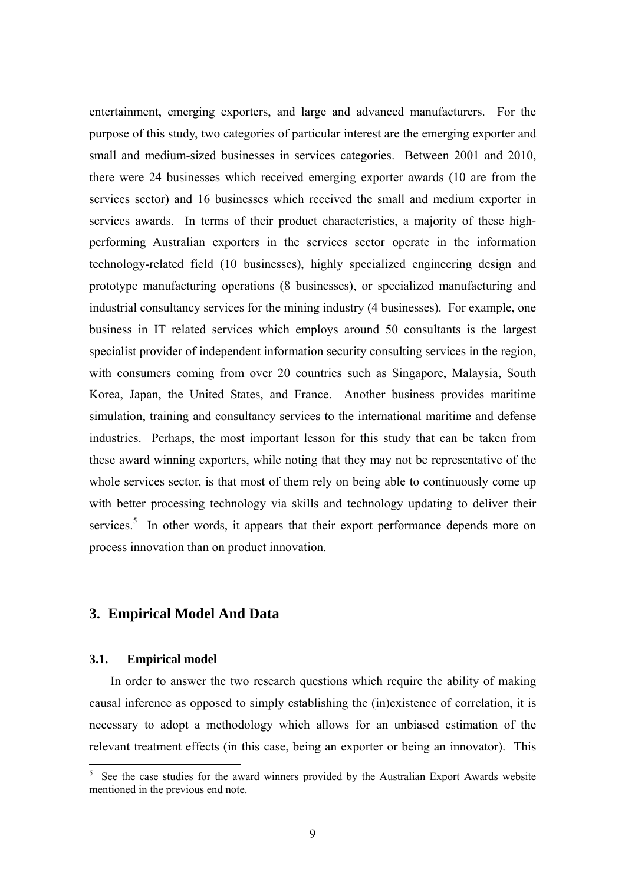entertainment, emerging exporters, and large and advanced manufacturers. For the purpose of this study, two categories of particular interest are the emerging exporter and small and medium-sized businesses in services categories. Between 2001 and 2010, there were 24 businesses which received emerging exporter awards (10 are from the services sector) and 16 businesses which received the small and medium exporter in services awards. In terms of their product characteristics, a majority of these high-performing Australian exporters in the services sector operate in the information technology-related field (10 businesses), highly specialized engineering design and prototype manufacturing operations (8 businesses), or specialized manufacturing and industrial consultancy services for the mining industry (4 businesses). For example, one business in IT related services which employs around 50 consultants is the largest specialist provider of independent information security consulting services in the region, with consumers coming from over 20 countries such as Singapore, Malaysia, South Korea, Japan, the United States, and France. Another business provides maritime simulation, training and consultancy services to the international maritime and defense industries. Perhaps, the most important lesson for this study that can be taken from these award winning exporters, while noting that they may not be representative of the whole services sector, is that most of them rely on being able to continuously come up with better processing technology via skills and technology updating to deliver their services.[5] In other words, it appears that their export performance depends more on process innovation than on product innovation.

## 3. Empirical Model And Data

### 3.1. Empirical model

In order to answer the two research questions which require the ability of making causal inference as opposed to simply establishing the (in)existence of correlation, it is necessary to adopt a methodology which allows for an unbiased estimation of the relevant treatment effects (in this case, being an exporter or being an innovator). This

---

[5] See the case studies for the award winners provided by the Australian Export Awards website mentioned in the previous end note.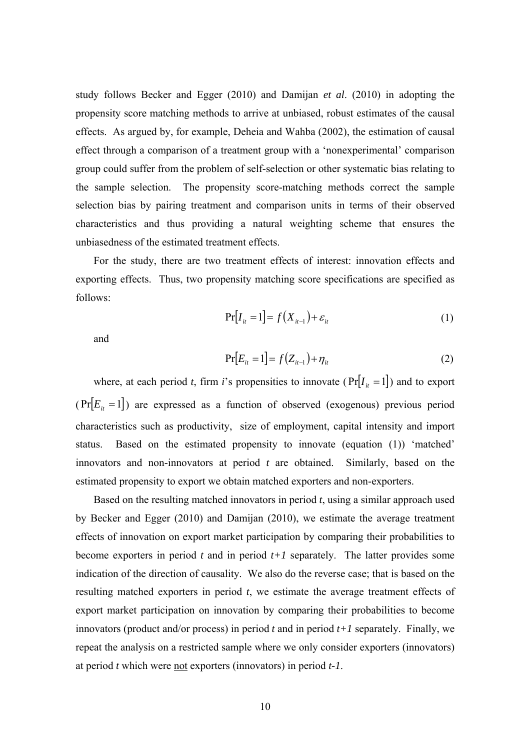study follows Becker and Egger (2010) and Damijan *et al*. (2010) in adopting the propensity score matching methods to arrive at unbiased, robust estimates of the causal effects. As argued by, for example, Deheia and Wahba (2002), the estimation of causal effect through a comparison of a treatment group with a 'nonexperimental' comparison group could suffer from the problem of self-selection or other systematic bias relating to the sample selection. The propensity score-matching methods correct the sample selection bias by pairing treatment and comparison units in terms of their observed characteristics and thus providing a natural weighting scheme that ensures the unbiasedness of the estimated treatment effects.

For the study, there are two treatment effects of interest: innovation effects and exporting effects. Thus, two propensity matching score specifications are specified as follows:

$$\Pr[I_{it} = 1] = f(X_{it-1}) + \varepsilon_{it} \tag{1}$$

and

$$\Pr[E_{it} = 1] = f(Z_{it-1}) + \eta_{it} \tag{2}$$

where, at each period *t*, firm *i*'s propensities to innovate ($\Pr[I_{it} = 1]$) and to export ($\Pr[E_{it} = 1]$) are expressed as a function of observed (exogenous) previous period characteristics such as productivity, size of employment, capital intensity and import status. Based on the estimated propensity to innovate (equation (1)) 'matched' innovators and non-innovators at period *t* are obtained. Similarly, based on the estimated propensity to export we obtain matched exporters and non-exporters.

Based on the resulting matched innovators in period *t*, using a similar approach used by Becker and Egger (2010) and Damijan (2010), we estimate the average treatment effects of innovation on export market participation by comparing their probabilities to become exporters in period *t* and in period *t+1* separately. The latter provides some indication of the direction of causality. We also do the reverse case; that is based on the resulting matched exporters in period *t*, we estimate the average treatment effects of export market participation on innovation by comparing their probabilities to become innovators (product and/or process) in period *t* and in period *t+1* separately. Finally, we repeat the analysis on a restricted sample where we only consider exporters (innovators) at period *t* which were <u>not</u> exporters (innovators) in period *t-1*.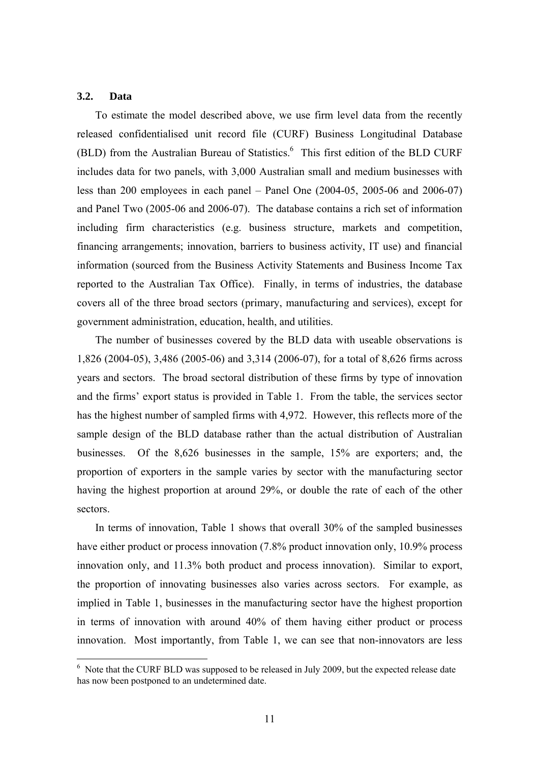### 3.2. Data

To estimate the model described above, we use firm level data from the recently released confidentialised unit record file (CURF) Business Longitudinal Database (BLD) from the Australian Bureau of Statistics.[6] This first edition of the BLD CURF includes data for two panels, with 3,000 Australian small and medium businesses with less than 200 employees in each panel – Panel One (2004-05, 2005-06 and 2006-07) and Panel Two (2005-06 and 2006-07). The database contains a rich set of information including firm characteristics (e.g. business structure, markets and competition, financing arrangements; innovation, barriers to business activity, IT use) and financial information (sourced from the Business Activity Statements and Business Income Tax reported to the Australian Tax Office). Finally, in terms of industries, the database covers all of the three broad sectors (primary, manufacturing and services), except for government administration, education, health, and utilities.

The number of businesses covered by the BLD data with useable observations is 1,826 (2004-05), 3,486 (2005-06) and 3,314 (2006-07), for a total of 8,626 firms across years and sectors. The broad sectoral distribution of these firms by type of innovation and the firms' export status is provided in Table 1. From the table, the services sector has the highest number of sampled firms with 4,972. However, this reflects more of the sample design of the BLD database rather than the actual distribution of Australian businesses. Of the 8,626 businesses in the sample, 15% are exporters; and, the proportion of exporters in the sample varies by sector with the manufacturing sector having the highest proportion at around 29%, or double the rate of each of the other sectors.

In terms of innovation, Table 1 shows that overall 30% of the sampled businesses have either product or process innovation (7.8% product innovation only, 10.9% process innovation only, and 11.3% both product and process innovation). Similar to export, the proportion of innovating businesses also varies across sectors. For example, as implied in Table 1, businesses in the manufacturing sector have the highest proportion in terms of innovation with around 40% of them having either product or process innovation. Most importantly, from Table 1, we can see that non-innovators are less

[6] Note that the CURF BLD was supposed to be released in July 2009, but the expected release date has now been postponed to an undetermined date.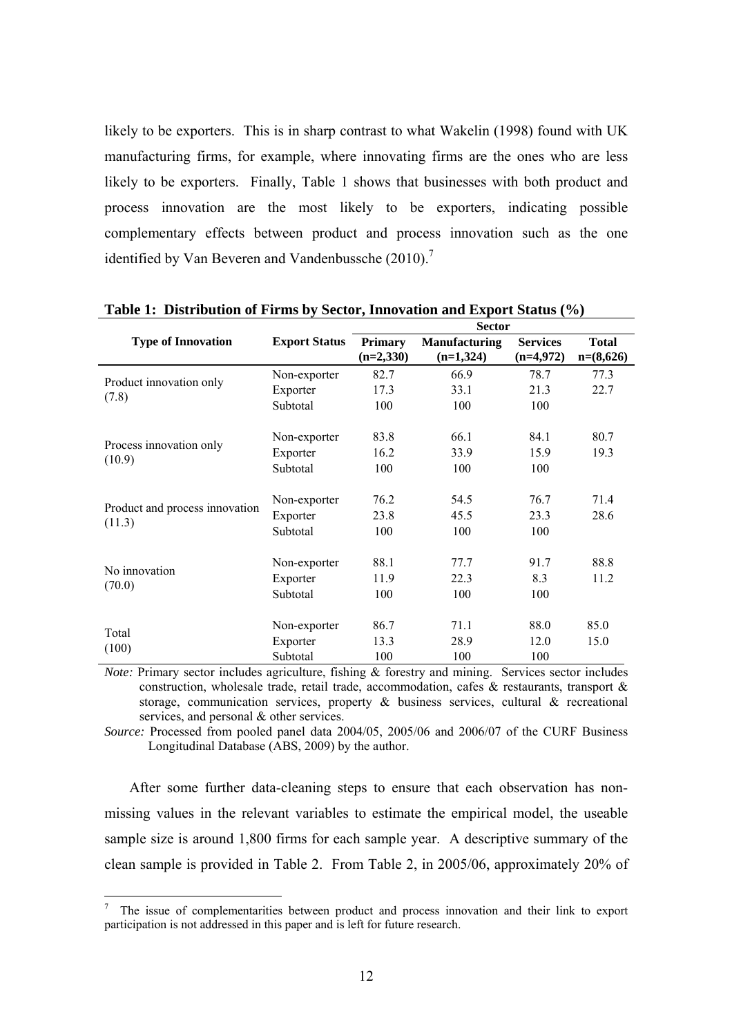likely to be exporters. This is in sharp contrast to what Wakelin (1998) found with UK manufacturing firms, for example, where innovating firms are the ones who are less likely to be exporters. Finally, Table 1 shows that businesses with both product and process innovation are the most likely to be exporters, indicating possible complementary effects between product and process innovation such as the one identified by Van Beveren and Vandenbussche (2010).[7]

**Table 1: Distribution of Firms by Sector, Innovation and Export Status (%)**

| Type of Innovation | Export Status | Sector | | | |
|---|---|---|---|---|---|
| | | **Primary (n=2,330)** | **Manufacturing (n=1,324)** | **Services (n=4,972)** | **Total n=(8,626)** |
| Product innovation only (7.8) | Non-exporter | 82.7 | 66.9 | 78.7 | 77.3 |
| | Exporter | 17.3 | 33.1 | 21.3 | 22.7 |
| | Subtotal | 100 | 100 | 100 | |
| Process innovation only (10.9) | Non-exporter | 83.8 | 66.1 | 84.1 | 80.7 |
| | Exporter | 16.2 | 33.9 | 15.9 | 19.3 |
| | Subtotal | 100 | 100 | 100 | |
| Product and process innovation (11.3) | Non-exporter | 76.2 | 54.5 | 76.7 | 71.4 |
| | Exporter | 23.8 | 45.5 | 23.3 | 28.6 |
| | Subtotal | 100 | 100 | 100 | |
| No innovation (70.0) | Non-exporter | 88.1 | 77.7 | 91.7 | 88.8 |
| | Exporter | 11.9 | 22.3 | 8.3 | 11.2 |
| | Subtotal | 100 | 100 | 100 | |
| Total (100) | Non-exporter | 86.7 | 71.1 | 88.0 | 85.0 |
| | Exporter | 13.3 | 28.9 | 12.0 | 15.0 |
| | Subtotal | 100 | 100 | 100 | |

*Note:* Primary sector includes agriculture, fishing & forestry and mining. Services sector includes construction, wholesale trade, retail trade, accommodation, cafes & restaurants, transport & storage, communication services, property & business services, cultural & recreational services, and personal & other services.

*Source:* Processed from pooled panel data 2004/05, 2005/06 and 2006/07 of the CURF Business Longitudinal Database (ABS, 2009) by the author.

After some further data-cleaning steps to ensure that each observation has non-missing values in the relevant variables to estimate the empirical model, the useable sample size is around 1,800 firms for each sample year. A descriptive summary of the clean sample is provided in Table 2. From Table 2, in 2005/06, approximately 20% of

[7] The issue of complementarities between product and process innovation and their link to export participation is not addressed in this paper and is left for future research.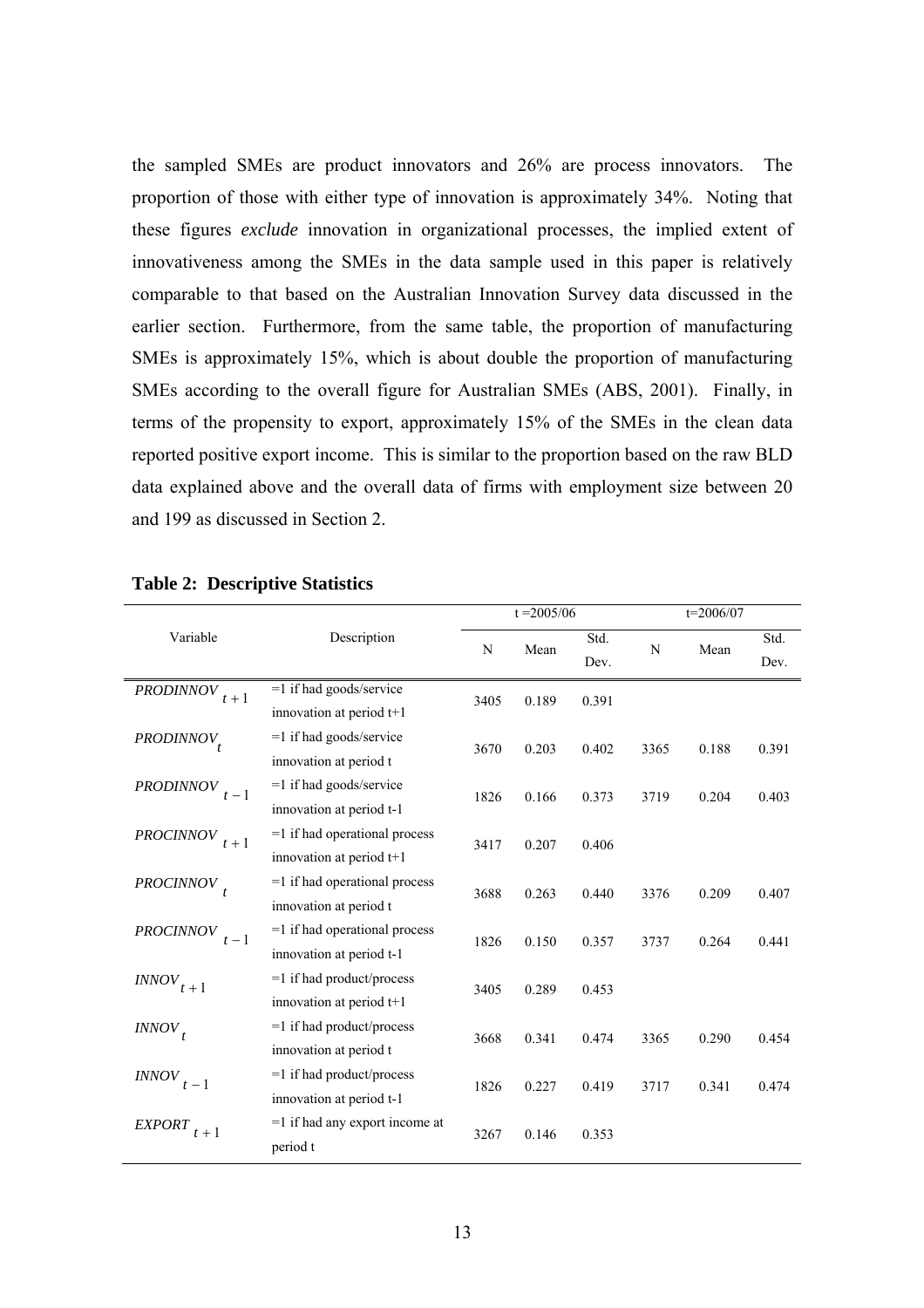the sampled SMEs are product innovators and 26% are process innovators. The proportion of those with either type of innovation is approximately 34%. Noting that these figures *exclude* innovation in organizational processes, the implied extent of innovativeness among the SMEs in the data sample used in this paper is relatively comparable to that based on the Australian Innovation Survey data discussed in the earlier section. Furthermore, from the same table, the proportion of manufacturing SMEs is approximately 15%, which is about double the proportion of manufacturing SMEs according to the overall figure for Australian SMEs (ABS, 2001). Finally, in terms of the propensity to export, approximately 15% of the SMEs in the clean data reported positive export income. This is similar to the proportion based on the raw BLD data explained above and the overall data of firms with employment size between 20 and 199 as discussed in Section 2.

**Table 2: Descriptive Statistics**

| Variable | Description | t =2005/06 | | | t=2006/07 | | |
|---|---|---|---|---|---|---|---|
| | | N | Mean | Std. Dev. | N | Mean | Std. Dev. |
| $PRODINNOV_{t+1}$ | =1 if had goods/service innovation at period t+1 | 3405 | 0.189 | 0.391 | | | |
| $PRODINNOV_{t}$ | =1 if had goods/service innovation at period t | 3670 | 0.203 | 0.402 | 3365 | 0.188 | 0.391 |
| $PRODINNOV_{t-1}$ | =1 if had goods/service innovation at period t-1 | 1826 | 0.166 | 0.373 | 3719 | 0.204 | 0.403 |
| $PROCINNOV_{t+1}$ | =1 if had operational process innovation at period t+1 | 3417 | 0.207 | 0.406 | | | |
| $PROCINNOV_{t}$ | =1 if had operational process innovation at period t | 3688 | 0.263 | 0.440 | 3376 | 0.209 | 0.407 |
| $PROCINNOV_{t-1}$ | =1 if had operational process innovation at period t-1 | 1826 | 0.150 | 0.357 | 3737 | 0.264 | 0.441 |
| $INNOV_{t+1}$ | =1 if had product/process innovation at period t+1 | 3405 | 0.289 | 0.453 | | | |
| $INNOV_{t}$ | =1 if had product/process innovation at period t | 3668 | 0.341 | 0.474 | 3365 | 0.290 | 0.454 |
| $INNOV_{t-1}$ | =1 if had product/process innovation at period t-1 | 1826 | 0.227 | 0.419 | 3717 | 0.341 | 0.474 |
| $EXPORT_{t+1}$ | =1 if had any export income at period t | 3267 | 0.146 | 0.353 | | | |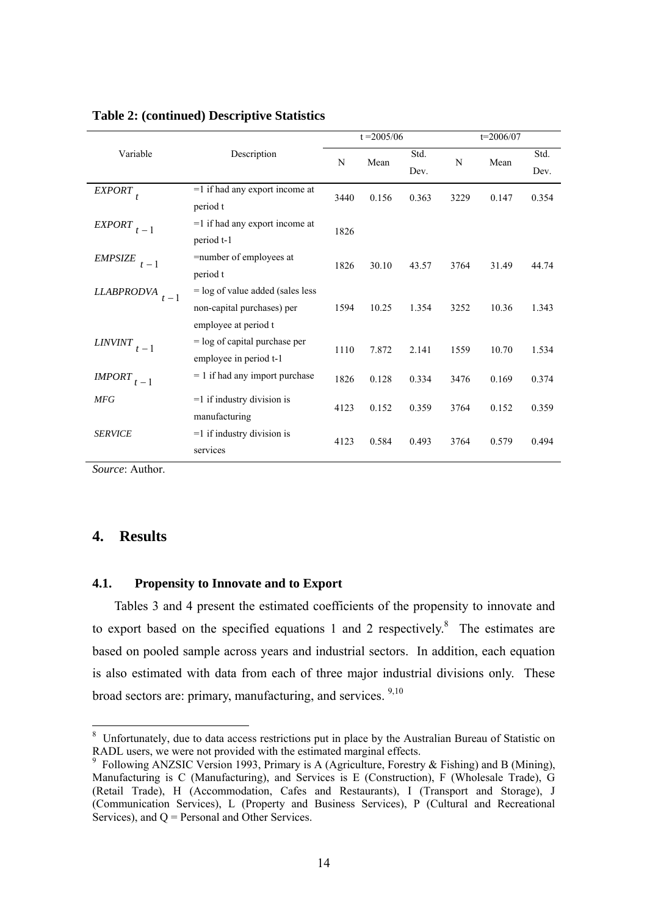**Table 2: (continued) Descriptive Statistics**

| Variable | Description | t =2005/06 | | | t=2006/07 | | |
|---|---|---|---|---|---|---|---|
| | | N | Mean | Std. Dev. | N | Mean | Std. Dev. |
| $EXPORT_t$ | =1 if had any export income at period t | 3440 | 0.156 | 0.363 | 3229 | 0.147 | 0.354 |
| $EXPORT_{t-1}$ | =1 if had any export income at period t-1 | 1826 | | | | | |
| $EMPSIZE_{t-1}$ | =number of employees at period t | 1826 | 30.10 | 43.57 | 3764 | 31.49 | 44.74 |
| $LLABPRODVA_{t-1}$ | = log of value added (sales less non-capital purchases) per employee at period t | 1594 | 10.25 | 1.354 | 3252 | 10.36 | 1.343 |
| $LINVINT_{t-1}$ | = log of capital purchase per employee in period t-1 | 1110 | 7.872 | 2.141 | 1559 | 10.70 | 1.534 |
| $IMPORT_{t-1}$ | = 1 if had any import purchase | 1826 | 0.128 | 0.334 | 3476 | 0.169 | 0.374 |
| *MFG* | =1 if industry division is manufacturing | 4123 | 0.152 | 0.359 | 3764 | 0.152 | 0.359 |
| *SERVICE* | =1 if industry division is services | 4123 | 0.584 | 0.493 | 3764 | 0.579 | 0.494 |

*Source*: Author.

## 4. Results

### 4.1. Propensity to Innovate and to Export

Tables 3 and 4 present the estimated coefficients of the propensity to innovate and to export based on the specified equations 1 and 2 respectively.[8] The estimates are based on pooled sample across years and industrial sectors. In addition, each equation is also estimated with data from each of three major industrial divisions only. These broad sectors are: primary, manufacturing, and services. [9,10]

[8] Unfortunately, due to data access restrictions put in place by the Australian Bureau of Statistic on RADL users, we were not provided with the estimated marginal effects.

[9] Following ANZSIC Version 1993, Primary is A (Agriculture, Forestry & Fishing) and B (Mining), Manufacturing is C (Manufacturing), and Services is E (Construction), F (Wholesale Trade), G (Retail Trade), H (Accommodation, Cafes and Restaurants), I (Transport and Storage), J (Communication Services), L (Property and Business Services), P (Cultural and Recreational Services), and Q = Personal and Other Services.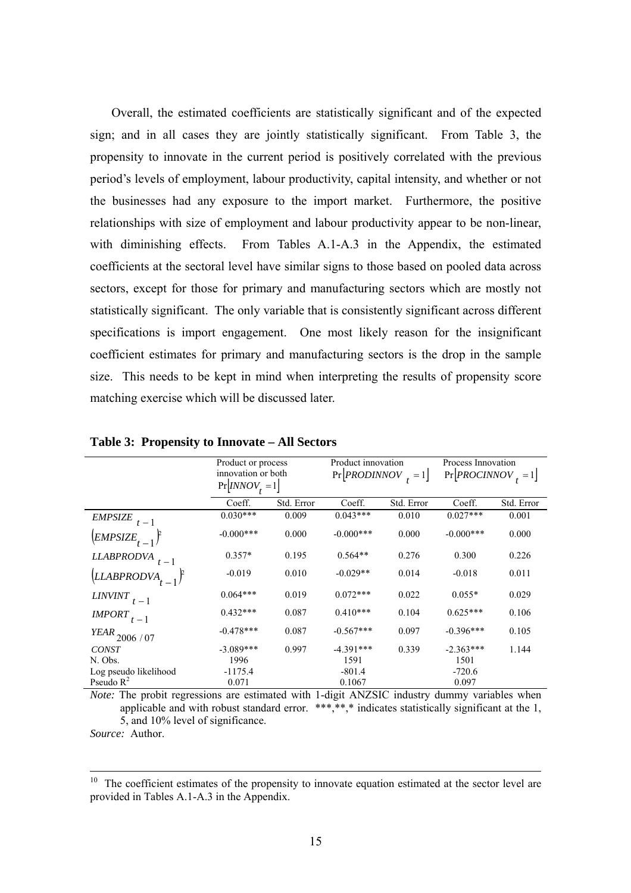Overall, the estimated coefficients are statistically significant and of the expected sign; and in all cases they are jointly statistically significant. From Table 3, the propensity to innovate in the current period is positively correlated with the previous period's levels of employment, labour productivity, capital intensity, and whether or not the businesses had any exposure to the import market. Furthermore, the positive relationships with size of employment and labour productivity appear to be non-linear, with diminishing effects. From Tables A.1-A.3 in the Appendix, the estimated coefficients at the sectoral level have similar signs to those based on pooled data across sectors, except for those for primary and manufacturing sectors which are mostly not statistically significant. The only variable that is consistently significant across different specifications is import engagement. One most likely reason for the insignificant coefficient estimates for primary and manufacturing sectors is the drop in the sample size. This needs to be kept in mind when interpreting the results of propensity score matching exercise which will be discussed later.

**Table 3: Propensity to Innovate – All Sectors**

| | Product or process innovation or both $\Pr[INNOV_t = 1]$ | | Product innovation $\Pr[PRODINNOV_t = 1]$ | | Process Innovation $\Pr[PROCINNOV_t = 1]$ | |
|---|---|---|---|---|---|---|
| | Coeff. | Std. Error | Coeff. | Std. Error | Coeff. | Std. Error |
| $EMPSIZE_{t-1}$ | 0.030*** | 0.009 | 0.043*** | 0.010 | 0.027*** | 0.001 |
| $(EMPSIZE_{t-1})^2$ | -0.000*** | 0.000 | -0.000*** | 0.000 | -0.000*** | 0.000 |
| $LLABPRODVA_{t-1}$ | 0.357* | 0.195 | 0.564** | 0.276 | 0.300 | 0.226 |
| $(LLABPRODVA_{t-1})^2$ | -0.019 | 0.010 | -0.029** | 0.014 | -0.018 | 0.011 |
| $LINVINT_{t-1}$ | 0.064*** | 0.019 | 0.072*** | 0.022 | 0.055* | 0.029 |
| $IMPORT_{t-1}$ | 0.432*** | 0.087 | 0.410*** | 0.104 | 0.625*** | 0.106 |
| $YEAR_{2006/07}$ | -0.478*** | 0.087 | -0.567*** | 0.097 | -0.396*** | 0.105 |
| *CONST* | -3.089*** | 0.997 | -4.391*** | 0.339 | -2.363*** | 1.144 |
| N. Obs. | 1996 | | 1591 | | 1501 | |
| Log pseudo likelihood | -1175.4 | | -801.4 | | -720.6 | |
| Pseudo $R^2$ | 0.071 | | 0.1067 | | 0.097 | |

*Note:* The probit regressions are estimated with 1-digit ANZSIC industry dummy variables when applicable and with robust standard error. ***,**,* indicates statistically significant at the 1, 5, and 10% level of significance.

*Source:* Author.

[10] The coefficient estimates of the propensity to innovate equation estimated at the sector level are provided in Tables A.1-A.3 in the Appendix.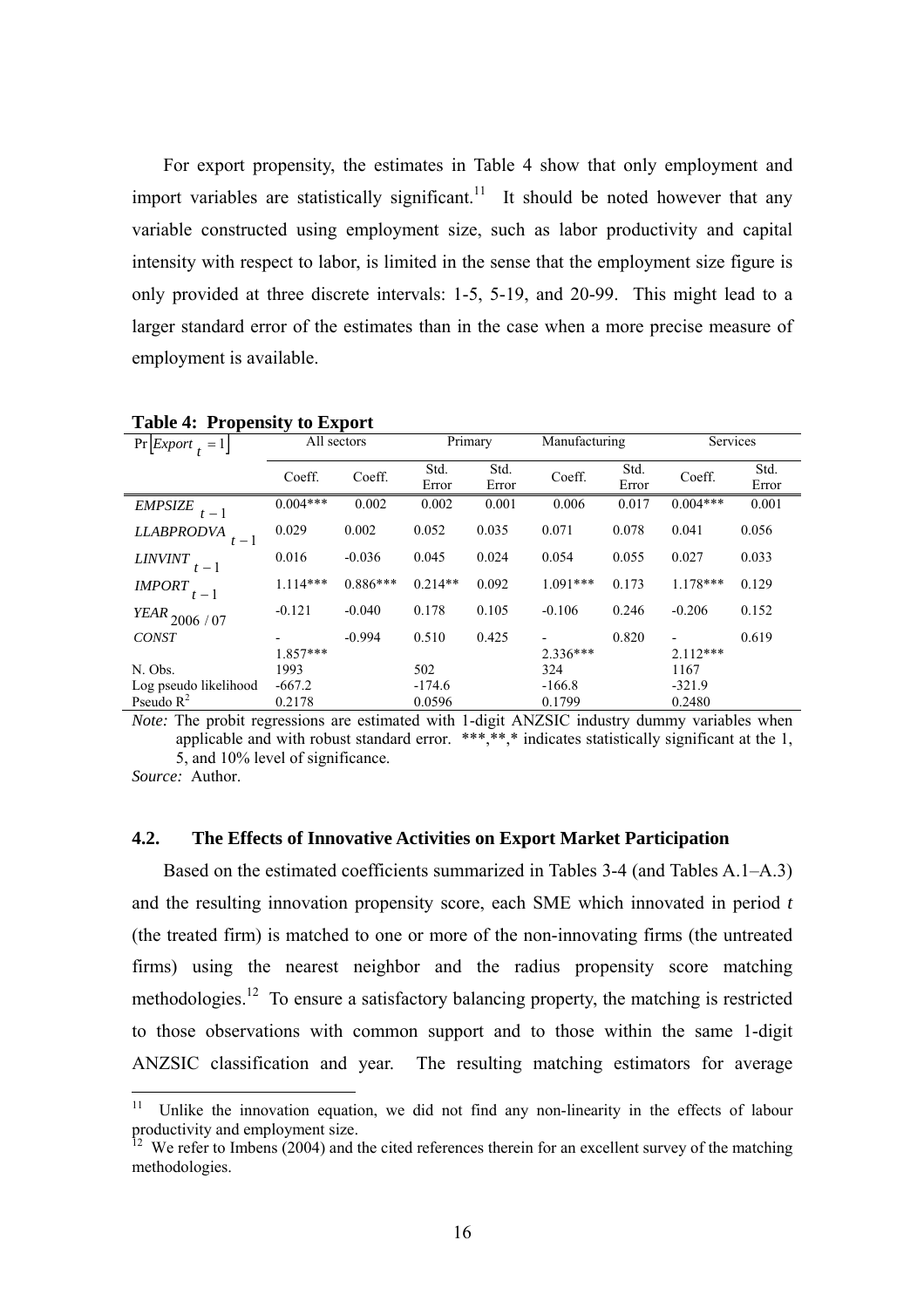For export propensity, the estimates in Table 4 show that only employment and import variables are statistically significant.[11] It should be noted however that any variable constructed using employment size, such as labor productivity and capital intensity with respect to labor, is limited in the sense that the employment size figure is only provided at three discrete intervals: 1-5, 5-19, and 20-99. This might lead to a larger standard error of the estimates than in the case when a more precise measure of employment is available.

**Table 4: Propensity to Export**

| $\Pr\left[Export_{t}=1\right]$ | All sectors | | Primary | | Manufacturing | | Services | |
|---|---|---|---|---|---|---|---|---|
| | Coeff. | Coeff. | Std. Error | Std. Error | Coeff. | Std. Error | Coeff. | Std. Error |
| $EMPSIZE_{t-1}$ | 0.004*** | 0.002 | 0.002 | 0.001 | 0.006 | 0.017 | 0.004*** | 0.001 |
| $LLABPRODVA_{t-1}$ | 0.029 | 0.002 | 0.052 | 0.035 | 0.071 | 0.078 | 0.041 | 0.056 |
| $LINVINT_{t-1}$ | 0.016 | -0.036 | 0.045 | 0.024 | 0.054 | 0.055 | 0.027 | 0.033 |
| $IMPORT_{t-1}$ | 1.114*** | 0.886*** | 0.214** | 0.092 | 1.091*** | 0.173 | 1.178*** | 0.129 |
| $YEAR_{2006/07}$ | -0.121 | -0.040 | 0.178 | 0.105 | -0.106 | 0.246 | -0.206 | 0.152 |
| $CONST$ | -1.857*** | -0.994 | 0.510 | 0.425 | -2.336*** | 0.820 | -2.112*** | 0.619 |
| N. Obs. | 1993 | | 502 | | 324 | | 1167 | |
| Log pseudo likelihood | -667.2 | | -174.6 | | -166.8 | | -321.9 | |
| Pseudo $R^2$ | 0.2178 | | 0.0596 | | 0.1799 | | 0.2480 | |

*Note:* The probit regressions are estimated with 1-digit ANZSIC industry dummy variables when applicable and with robust standard error. ***,**,* indicates statistically significant at the 1, 5, and 10% level of significance.

*Source:* Author.

### 4.2. The Effects of Innovative Activities on Export Market Participation

Based on the estimated coefficients summarized in Tables 3-4 (and Tables A.1–A.3) and the resulting innovation propensity score, each SME which innovated in period *t* (the treated firm) is matched to one or more of the non-innovating firms (the untreated firms) using the nearest neighbor and the radius propensity score matching methodologies.[12] To ensure a satisfactory balancing property, the matching is restricted to those observations with common support and to those within the same 1-digit ANZSIC classification and year. The resulting matching estimators for average

[11] Unlike the innovation equation, we did not find any non-linearity in the effects of labour productivity and employment size.

[12] We refer to Imbens (2004) and the cited references therein for an excellent survey of the matching methodologies.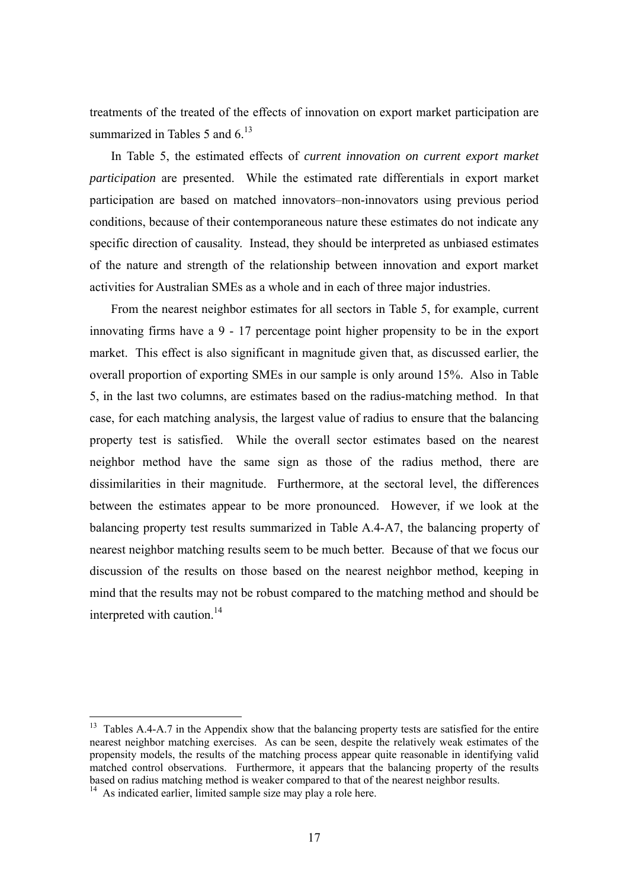treatments of the treated of the effects of innovation on export market participation are summarized in Tables 5 and 6.[13]

In Table 5, the estimated effects of *current innovation on current export market participation* are presented. While the estimated rate differentials in export market participation are based on matched innovators–non-innovators using previous period conditions, because of their contemporaneous nature these estimates do not indicate any specific direction of causality. Instead, they should be interpreted as unbiased estimates of the nature and strength of the relationship between innovation and export market activities for Australian SMEs as a whole and in each of three major industries.

From the nearest neighbor estimates for all sectors in Table 5, for example, current innovating firms have a 9 - 17 percentage point higher propensity to be in the export market. This effect is also significant in magnitude given that, as discussed earlier, the overall proportion of exporting SMEs in our sample is only around 15%. Also in Table 5, in the last two columns, are estimates based on the radius-matching method. In that case, for each matching analysis, the largest value of radius to ensure that the balancing property test is satisfied. While the overall sector estimates based on the nearest neighbor method have the same sign as those of the radius method, there are dissimilarities in their magnitude. Furthermore, at the sectoral level, the differences between the estimates appear to be more pronounced. However, if we look at the balancing property test results summarized in Table A.4-A7, the balancing property of nearest neighbor matching results seem to be much better. Because of that we focus our discussion of the results on those based on the nearest neighbor method, keeping in mind that the results may not be robust compared to the matching method and should be interpreted with caution.[14]

---

[13] Tables A.4-A.7 in the Appendix show that the balancing property tests are satisfied for the entire nearest neighbor matching exercises. As can be seen, despite the relatively weak estimates of the propensity models, the results of the matching process appear quite reasonable in identifying valid matched control observations. Furthermore, it appears that the balancing property of the results based on radius matching method is weaker compared to that of the nearest neighbor results.

[14] As indicated earlier, limited sample size may play a role here.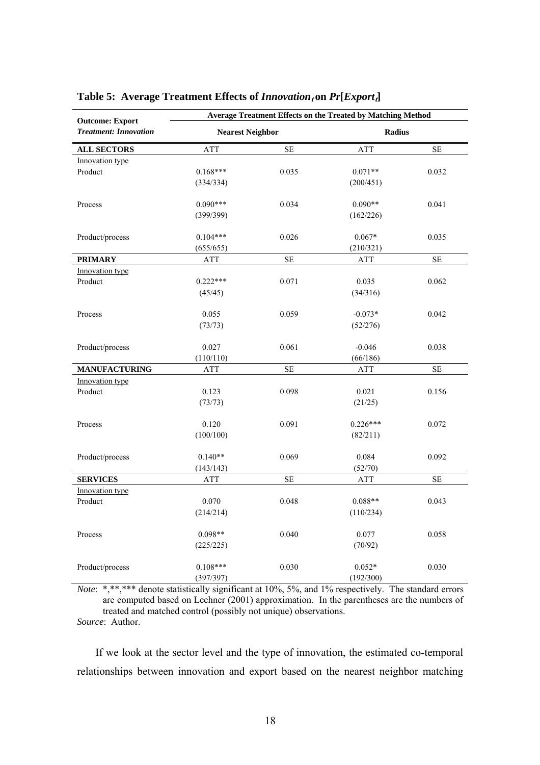**Table 5: Average Treatment Effects of $Innovation_t$ on $Pr[Export_t]$**

| Outcome: Export<br>*Treatment: Innovation* | Average Treatment Effects on the Treated by Matching Method | | | |
|---|---|---|---|---|
| | Nearest Neighbor | | Radius | |
| **ALL SECTORS** | ATT | SE | ATT | SE |
| Innovation type | | | | |
| Product | 0.168***<br>(334/334) | 0.035 | 0.071**<br>(200/451) | 0.032 |
| Process | 0.090***<br>(399/399) | 0.034 | 0.090**<br>(162/226) | 0.041 |
| Product/process | 0.104***<br>(655/655) | 0.026 | 0.067*<br>(210/321) | 0.035 |
| **PRIMARY** | ATT | SE | ATT | SE |
| Innovation type | | | | |
| Product | 0.222***<br>(45/45) | 0.071 | 0.035<br>(34/316) | 0.062 |
| Process | 0.055<br>(73/73) | 0.059 | -0.073*<br>(52/276) | 0.042 |
| Product/process | 0.027<br>(110/110) | 0.061 | -0.046<br>(66/186) | 0.038 |
| **MANUFACTURING** | ATT | SE | ATT | SE |
| Innovation type | | | | |
| Product | 0.123<br>(73/73) | 0.098 | 0.021<br>(21/25) | 0.156 |
| Process | 0.120<br>(100/100) | 0.091 | 0.226***<br>(82/211) | 0.072 |
| Product/process | 0.140**<br>(143/143) | 0.069 | 0.084<br>(52/70) | 0.092 |
| **SERVICES** | ATT | SE | ATT | SE |
| Innovation type | | | | |
| Product | 0.070<br>(214/214) | 0.048 | 0.088**<br>(110/234) | 0.043 |
| Process | 0.098**<br>(225/225) | 0.040 | 0.077<br>(70/92) | 0.058 |
| Product/process | 0.108***<br>(397/397) | 0.030 | 0.052*<br>(192/300) | 0.030 |

*Note*: *,**,*** denote statistically significant at 10%, 5%, and 1% respectively. The standard errors are computed based on Lechner (2001) approximation. In the parentheses are the numbers of treated and matched control (possibly not unique) observations.

*Source*: Author.

If we look at the sector level and the type of innovation, the estimated co-temporal relationships between innovation and export based on the nearest neighbor matching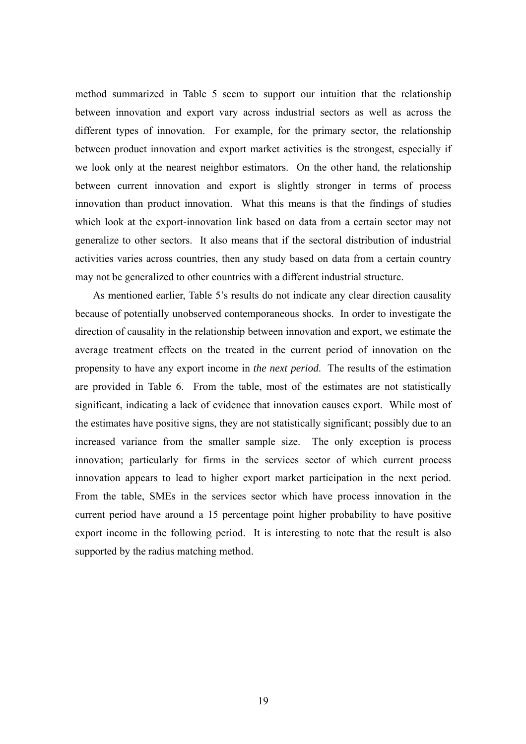method summarized in Table 5 seem to support our intuition that the relationship between innovation and export vary across industrial sectors as well as across the different types of innovation. For example, for the primary sector, the relationship between product innovation and export market activities is the strongest, especially if we look only at the nearest neighbor estimators. On the other hand, the relationship between current innovation and export is slightly stronger in terms of process innovation than product innovation. What this means is that the findings of studies which look at the export-innovation link based on data from a certain sector may not generalize to other sectors. It also means that if the sectoral distribution of industrial activities varies across countries, then any study based on data from a certain country may not be generalized to other countries with a different industrial structure.

As mentioned earlier, Table 5's results do not indicate any clear direction causality because of potentially unobserved contemporaneous shocks. In order to investigate the direction of causality in the relationship between innovation and export, we estimate the average treatment effects on the treated in the current period of innovation on the propensity to have any export income in *the next period*. The results of the estimation are provided in Table 6. From the table, most of the estimates are not statistically significant, indicating a lack of evidence that innovation causes export. While most of the estimates have positive signs, they are not statistically significant; possibly due to an increased variance from the smaller sample size. The only exception is process innovation; particularly for firms in the services sector of which current process innovation appears to lead to higher export market participation in the next period. From the table, SMEs in the services sector which have process innovation in the current period have around a 15 percentage point higher probability to have positive export income in the following period. It is interesting to note that the result is also supported by the radius matching method.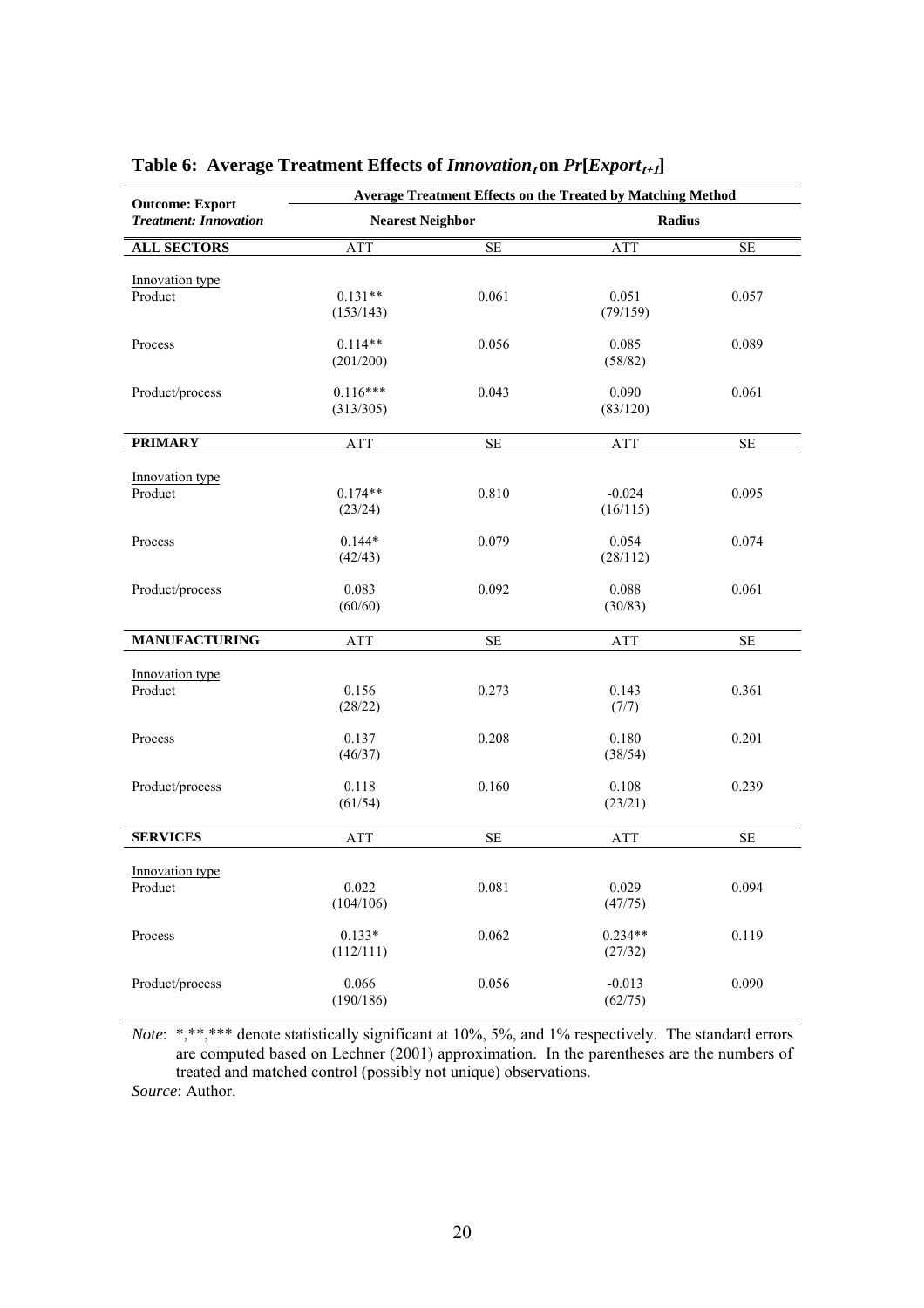**Table 6: Average Treatment Effects of $Innovation_t$ on $Pr[Export_{t+1}]$**

| Outcome: Export<br>*Treatment: Innovation* | Average Treatment Effects on the Treated by Matching Method | | | |
|---|---|---|---|---|
| | Nearest Neighbor | | Radius | |
| **ALL SECTORS** | ATT | SE | ATT | SE |
| Innovation type | | | | |
| Product | 0.131**<br>(153/143) | 0.061 | 0.051<br>(79/159) | 0.057 |
| Process | 0.114**<br>(201/200) | 0.056 | 0.085<br>(58/82) | 0.089 |
| Product/process | 0.116***<br>(313/305) | 0.043 | 0.090<br>(83/120) | 0.061 |
| **PRIMARY** | ATT | SE | ATT | SE |
| Innovation type | | | | |
| Product | 0.174**<br>(23/24) | 0.810 | -0.024<br>(16/115) | 0.095 |
| Process | 0.144*<br>(42/43) | 0.079 | 0.054<br>(28/112) | 0.074 |
| Product/process | 0.083<br>(60/60) | 0.092 | 0.088<br>(30/83) | 0.061 |
| **MANUFACTURING** | ATT | SE | ATT | SE |
| Innovation type | | | | |
| Product | 0.156<br>(28/22) | 0.273 | 0.143<br>(7/7) | 0.361 |
| Process | 0.137<br>(46/37) | 0.208 | 0.180<br>(38/54) | 0.201 |
| Product/process | 0.118<br>(61/54) | 0.160 | 0.108<br>(23/21) | 0.239 |
| **SERVICES** | ATT | SE | ATT | SE |
| Innovation type | | | | |
| Product | 0.022<br>(104/106) | 0.081 | 0.029<br>(47/75) | 0.094 |
| Process | 0.133*<br>(112/111) | 0.062 | 0.234**<br>(27/32) | 0.119 |
| Product/process | 0.066<br>(190/186) | 0.056 | -0.013<br>(62/75) | 0.090 |

*Note*: *,**,*** denote statistically significant at 10%, 5%, and 1% respectively. The standard errors are computed based on Lechner (2001) approximation. In the parentheses are the numbers of treated and matched control (possibly not unique) observations.

*Source*: Author.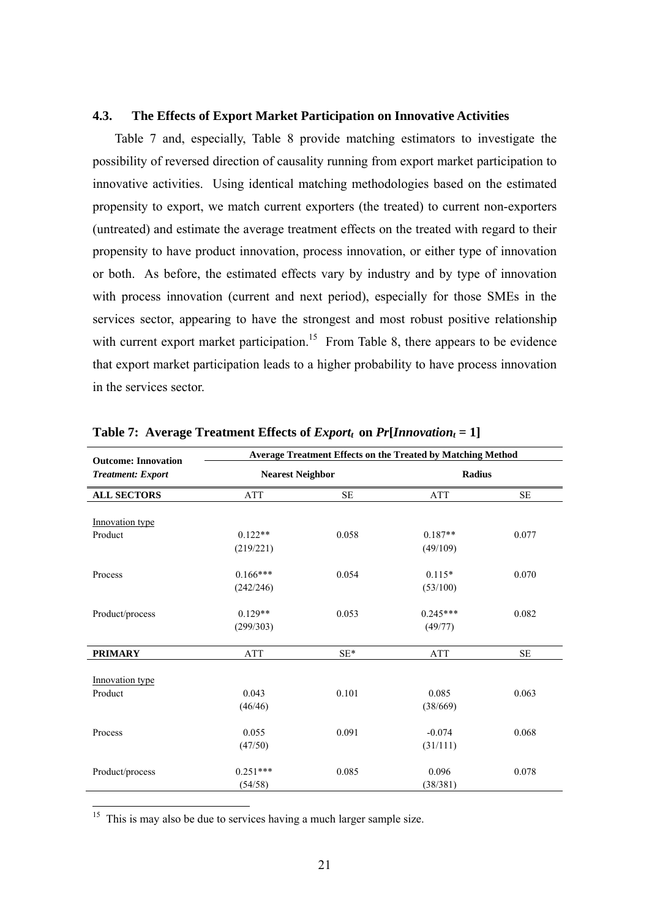### 4.3. The Effects of Export Market Participation on Innovative Activities

Table 7 and, especially, Table 8 provide matching estimators to investigate the possibility of reversed direction of causality running from export market participation to innovative activities. Using identical matching methodologies based on the estimated propensity to export, we match current exporters (the treated) to current non-exporters (untreated) and estimate the average treatment effects on the treated with regard to their propensity to have product innovation, process innovation, or either type of innovation or both. As before, the estimated effects vary by industry and by type of innovation with process innovation (current and next period), especially for those SMEs in the services sector, appearing to have the strongest and most robust positive relationship with current export market participation.[15] From Table 8, there appears to be evidence that export market participation leads to a higher probability to have process innovation in the services sector.

**Table 7: Average Treatment Effects of $Export_t$ on $Pr[Innovation_t = 1]$**

| Outcome: Innovation *Treatment: Export* | Average Treatment Effects on the Treated by Matching Method | | | |
|---|---|---|---|---|
| | Nearest Neighbor | | Radius | |
| **ALL SECTORS** | ATT | SE | ATT | SE |
| Innovation type | | | | |
| Product | 0.122** (219/221) | 0.058 | 0.187** (49/109) | 0.077 |
| Process | 0.166*** (242/246) | 0.054 | 0.115* (53/100) | 0.070 |
| Product/process | 0.129** (299/303) | 0.053 | 0.245*** (49/77) | 0.082 |
| **PRIMARY** | ATT | SE* | ATT | SE |
| Innovation type | | | | |
| Product | 0.043 (46/46) | 0.101 | 0.085 (38/669) | 0.063 |
| Process | 0.055 (47/50) | 0.091 | -0.074 (31/111) | 0.068 |
| Product/process | 0.251*** (54/58) | 0.085 | 0.096 (38/381) | 0.078 |

[15] This is may also be due to services having a much larger sample size.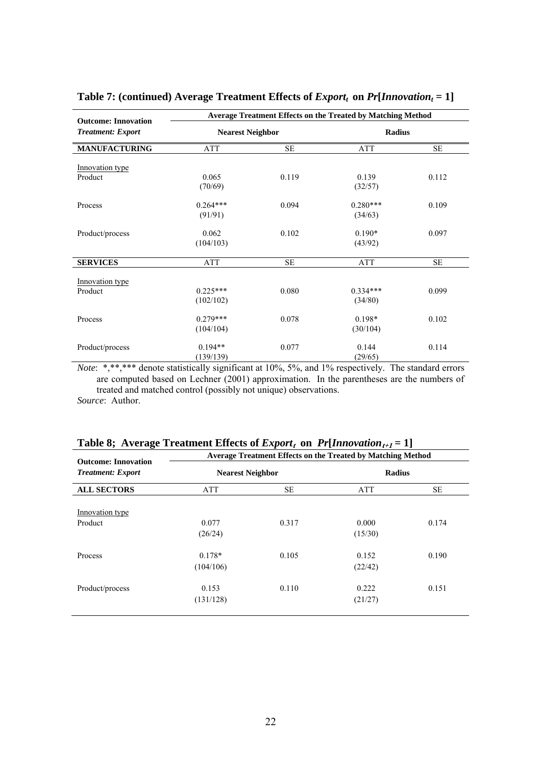**Table 7: (continued) Average Treatment Effects of $Export_t$ on $Pr[Innovation_t = 1]$**

| Outcome: Innovation | Average Treatment Effects on the Treated by Matching Method | | | |
|---|---|---|---|---|
| *Treatment: Export* | Nearest Neighbor | | Radius | |
| **MANUFACTURING** | ATT | SE | ATT | SE |
| Innovation type | | | | |
| Product | 0.065 (70/69) | 0.119 | 0.139 (32/57) | 0.112 |
| Process | 0.264*** (91/91) | 0.094 | 0.280*** (34/63) | 0.109 |
| Product/process | 0.062 (104/103) | 0.102 | 0.190* (43/92) | 0.097 |
| **SERVICES** | ATT | SE | ATT | SE |
| Innovation type | | | | |
| Product | 0.225*** (102/102) | 0.080 | 0.334*** (34/80) | 0.099 |
| Process | 0.279*** (104/104) | 0.078 | 0.198* (30/104) | 0.102 |
| Product/process | 0.194** (139/139) | 0.077 | 0.144 (29/65) | 0.114 |

*Note*: *,**,*** denote statistically significant at 10%, 5%, and 1% respectively. The standard errors are computed based on Lechner (2001) approximation. In the parentheses are the numbers of treated and matched control (possibly not unique) observations.
*Source*: Author.

**Table 8; Average Treatment Effects of $Export_t$ on $Pr[Innovation_{t+1} = 1]$**

| Outcome: Innovation | Average Treatment Effects on the Treated by Matching Method | | | |
|---|---|---|---|---|
| *Treatment: Export* | Nearest Neighbor | | Radius | |
| **ALL SECTORS** | ATT | SE | ATT | SE |
| Innovation type | | | | |
| Product | 0.077 (26/24) | 0.317 | 0.000 (15/30) | 0.174 |
| Process | 0.178* (104/106) | 0.105 | 0.152 (22/42) | 0.190 |
| Product/process | 0.153 (131/128) | 0.110 | 0.222 (21/27) | 0.151 |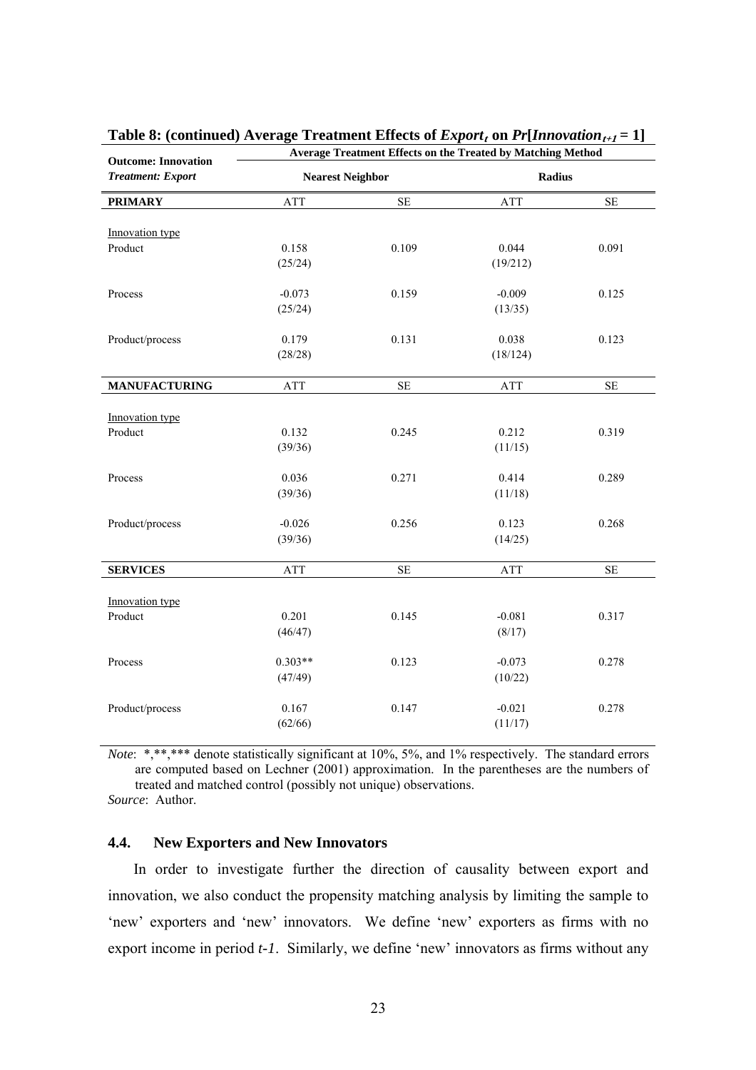**Table 8: (continued) Average Treatment Effects of $Export_t$ on $Pr[Innovation_{t+1} = 1]$**

| Outcome: Innovation<br>*Treatment: Export* | Average Treatment Effects on the Treated by Matching Method | | | |
|---|---|---|---|---|
| | Nearest Neighbor | | Radius | |
| **PRIMARY** | ATT | SE | ATT | SE |
| Innovation type | | | | |
| Product | 0.158<br>(25/24) | 0.109 | 0.044<br>(19/212) | 0.091 |
| Process | -0.073<br>(25/24) | 0.159 | -0.009<br>(13/35) | 0.125 |
| Product/process | 0.179<br>(28/28) | 0.131 | 0.038<br>(18/124) | 0.123 |
| **MANUFACTURING** | ATT | SE | ATT | SE |
| Innovation type | | | | |
| Product | 0.132<br>(39/36) | 0.245 | 0.212<br>(11/15) | 0.319 |
| Process | 0.036<br>(39/36) | 0.271 | 0.414<br>(11/18) | 0.289 |
| Product/process | -0.026<br>(39/36) | 0.256 | 0.123<br>(14/25) | 0.268 |
| **SERVICES** | ATT | SE | ATT | SE |
| Innovation type | | | | |
| Product | 0.201<br>(46/47) | 0.145 | -0.081<br>(8/17) | 0.317 |
| Process | 0.303**<br>(47/49) | 0.123 | -0.073<br>(10/22) | 0.278 |
| Product/process | 0.167<br>(62/66) | 0.147 | -0.021<br>(11/17) | 0.278 |

*Note*: *,**,*** denote statistically significant at 10%, 5%, and 1% respectively. The standard errors are computed based on Lechner (2001) approximation. In the parentheses are the numbers of treated and matched control (possibly not unique) observations.

*Source*: Author.

### 4.4. New Exporters and New Innovators

In order to investigate further the direction of causality between export and innovation, we also conduct the propensity matching analysis by limiting the sample to 'new' exporters and 'new' innovators. We define 'new' exporters as firms with no export income in period *t-1*. Similarly, we define 'new' innovators as firms without any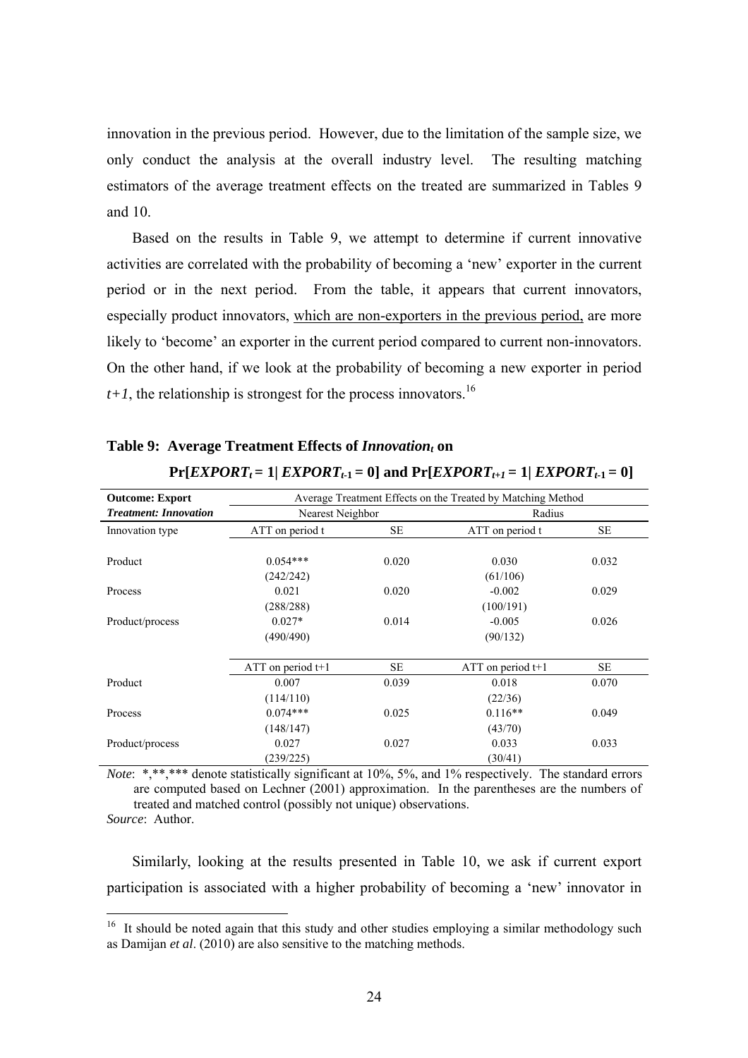innovation in the previous period. However, due to the limitation of the sample size, we only conduct the analysis at the overall industry level. The resulting matching estimators of the average treatment effects on the treated are summarized in Tables 9 and 10.

Based on the results in Table 9, we attempt to determine if current innovative activities are correlated with the probability of becoming a 'new' exporter in the current period or in the next period. From the table, it appears that current innovators, especially product innovators, which are non-exporters in the previous period, are more likely to 'become' an exporter in the current period compared to current non-innovators. On the other hand, if we look at the probability of becoming a new exporter in period *t+1*, the relationship is strongest for the process innovators.[16]

**Table 9: Average Treatment Effects of $Innovation_t$ on $\Pr[EXPORT_t = 1| \, EXPORT_{t-1} = 0]$ and $\Pr[EXPORT_{t+1} = 1| \, EXPORT_{t-1} = 0]$**

| **Outcome: Export** | Average Treatment Effects on the Treated by Matching Method | | | |
|---|---|---|---|---|
| ***Treatment: Innovation*** | Nearest Neighbor | | Radius | |
| Innovation type | ATT on period t | SE | ATT on period t | SE |
| Product | 0.054*** | 0.020 | 0.030 | 0.032 |
| | (242/242) | | (61/106) | |
| Process | 0.021 | 0.020 | -0.002 | 0.029 |
| | (288/288) | | (100/191) | |
| Product/process | 0.027* | 0.014 | -0.005 | 0.026 |
| | (490/490) | | (90/132) | |
| | ATT on period t+1 | SE | ATT on period t+1 | SE |
| Product | 0.007 | 0.039 | 0.018 | 0.070 |
| | (114/110) | | (22/36) | |
| Process | 0.074*** | 0.025 | 0.116** | 0.049 |
| | (148/147) | | (43/70) | |
| Product/process | 0.027 | 0.027 | 0.033 | 0.033 |
| | (239/225) | | (30/41) | |

*Note*: *,**,*** denote statistically significant at 10%, 5%, and 1% respectively. The standard errors are computed based on Lechner (2001) approximation. In the parentheses are the numbers of treated and matched control (possibly not unique) observations.

*Source*: Author.

Similarly, looking at the results presented in Table 10, we ask if current export participation is associated with a higher probability of becoming a 'new' innovator in

[16] It should be noted again that this study and other studies employing a similar methodology such as Damijan *et al*. (2010) are also sensitive to the matching methods.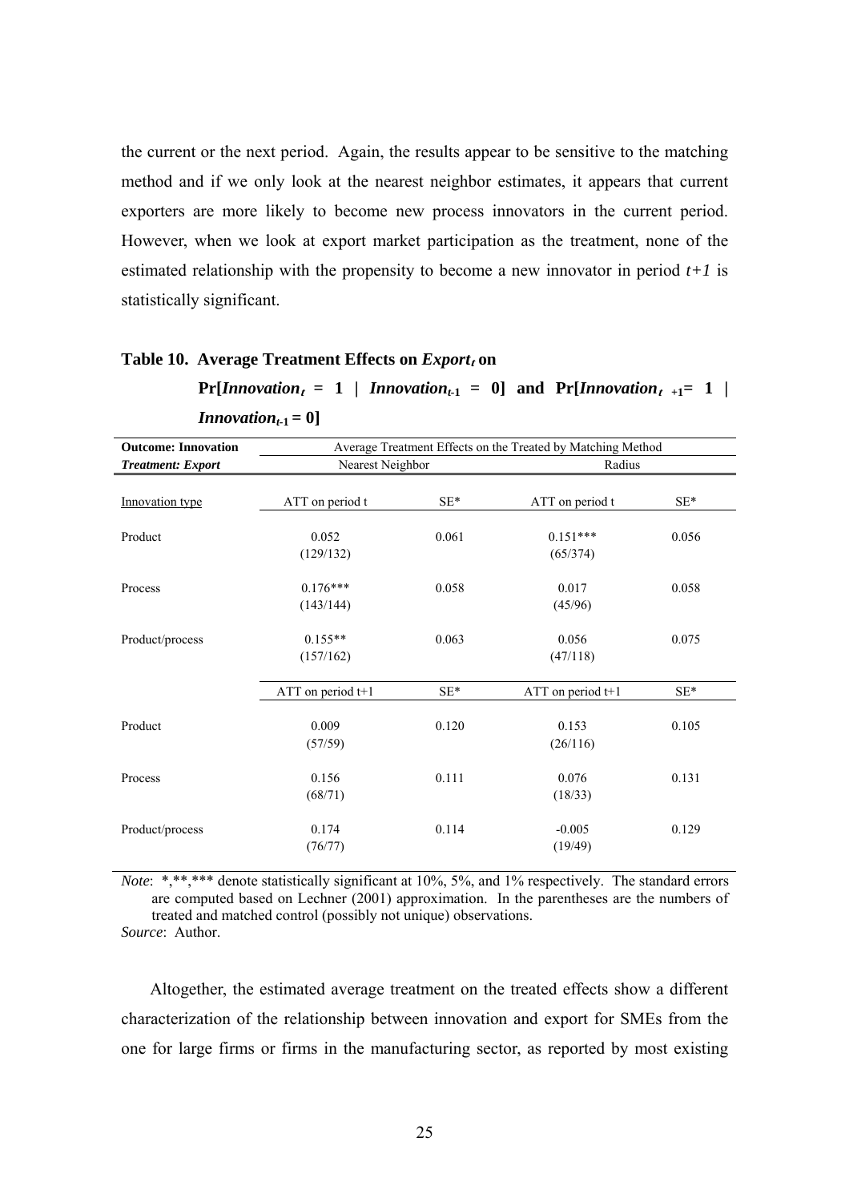the current or the next period. Again, the results appear to be sensitive to the matching method and if we only look at the nearest neighbor estimates, it appears that current exporters are more likely to become new process innovators in the current period. However, when we look at export market participation as the treatment, none of the estimated relationship with the propensity to become a new innovator in period $t+1$ is statistically significant.

**Table 10. Average Treatment Effects on $Export_t$ on $\Pr[Innovation_t = 1 \mid Innovation_{t-1} = 0]$ and $\Pr[Innovation_{t+1} = 1 \mid Innovation_{t-1} = 0]$**

| **Outcome: Innovation** | Average Treatment Effects on the Treated by Matching Method | | | |
|---|---|---|---|---|
| ***Treatment: Export*** | Nearest Neighbor | | Radius | |
| Innovation type | ATT on period t | SE* | ATT on period t | SE* |
| Product | 0.052 (129/132) | 0.061 | 0.151*** (65/374) | 0.056 |
| Process | 0.176*** (143/144) | 0.058 | 0.017 (45/96) | 0.058 |
| Product/process | 0.155** (157/162) | 0.063 | 0.056 (47/118) | 0.075 |
| | ATT on period t+1 | SE* | ATT on period t+1 | SE* |
| Product | 0.009 (57/59) | 0.120 | 0.153 (26/116) | 0.105 |
| Process | 0.156 (68/71) | 0.111 | 0.076 (18/33) | 0.131 |
| Product/process | 0.174 (76/77) | 0.114 | -0.005 (19/49) | 0.129 |

*Note*: *,**,*** denote statistically significant at 10%, 5%, and 1% respectively. The standard errors are computed based on Lechner (2001) approximation. In the parentheses are the numbers of treated and matched control (possibly not unique) observations.
*Source*: Author.

Altogether, the estimated average treatment on the treated effects show a different characterization of the relationship between innovation and export for SMEs from the one for large firms or firms in the manufacturing sector, as reported by most existing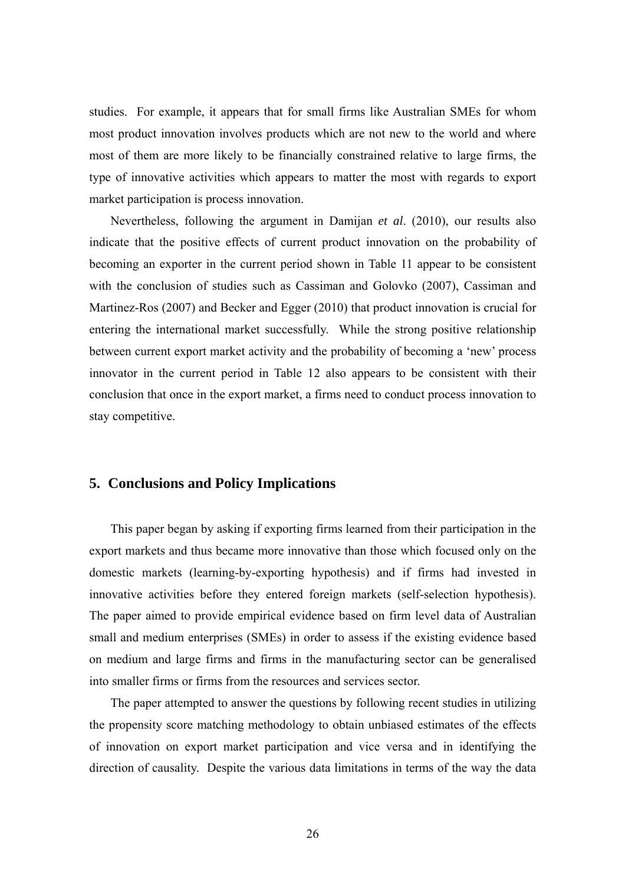studies. For example, it appears that for small firms like Australian SMEs for whom most product innovation involves products which are not new to the world and where most of them are more likely to be financially constrained relative to large firms, the type of innovative activities which appears to matter the most with regards to export market participation is process innovation.

Nevertheless, following the argument in Damijan *et al*. (2010), our results also indicate that the positive effects of current product innovation on the probability of becoming an exporter in the current period shown in Table 11 appear to be consistent with the conclusion of studies such as Cassiman and Golovko (2007), Cassiman and Martinez-Ros (2007) and Becker and Egger (2010) that product innovation is crucial for entering the international market successfully. While the strong positive relationship between current export market activity and the probability of becoming a 'new' process innovator in the current period in Table 12 also appears to be consistent with their conclusion that once in the export market, a firms need to conduct process innovation to stay competitive.

## 5. Conclusions and Policy Implications

This paper began by asking if exporting firms learned from their participation in the export markets and thus became more innovative than those which focused only on the domestic markets (learning-by-exporting hypothesis) and if firms had invested in innovative activities before they entered foreign markets (self-selection hypothesis). The paper aimed to provide empirical evidence based on firm level data of Australian small and medium enterprises (SMEs) in order to assess if the existing evidence based on medium and large firms and firms in the manufacturing sector can be generalised into smaller firms or firms from the resources and services sector.

The paper attempted to answer the questions by following recent studies in utilizing the propensity score matching methodology to obtain unbiased estimates of the effects of innovation on export market participation and vice versa and in identifying the direction of causality. Despite the various data limitations in terms of the way the data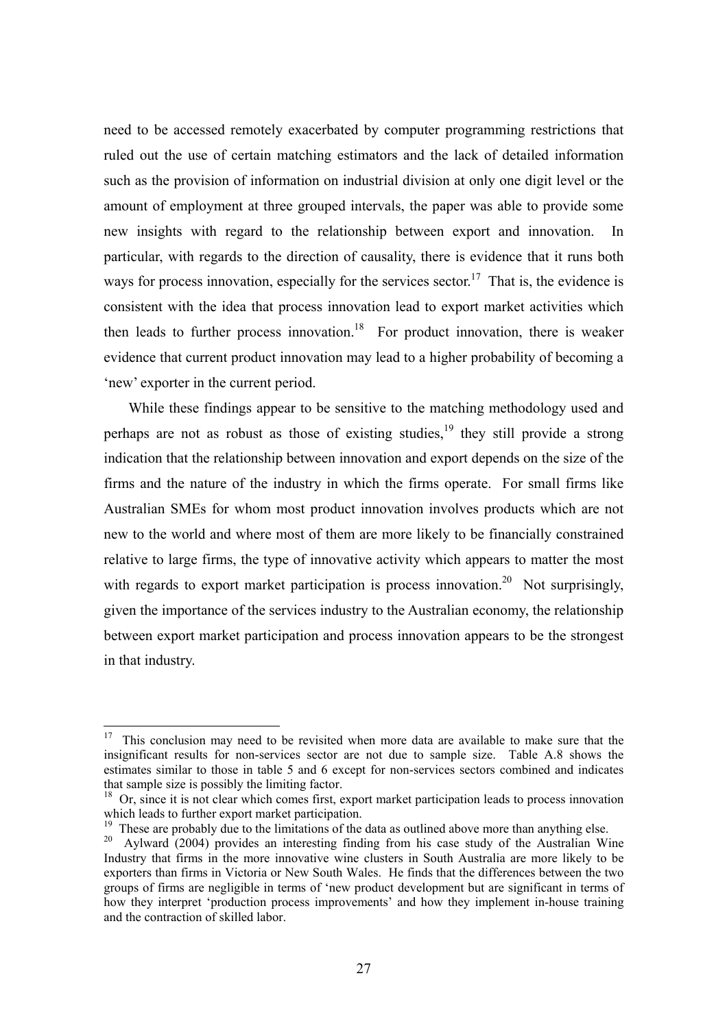need to be accessed remotely exacerbated by computer programming restrictions that ruled out the use of certain matching estimators and the lack of detailed information such as the provision of information on industrial division at only one digit level or the amount of employment at three grouped intervals, the paper was able to provide some new insights with regard to the relationship between export and innovation. In particular, with regards to the direction of causality, there is evidence that it runs both ways for process innovation, especially for the services sector.[17] That is, the evidence is consistent with the idea that process innovation lead to export market activities which then leads to further process innovation.[18] For product innovation, there is weaker evidence that current product innovation may lead to a higher probability of becoming a 'new' exporter in the current period.

While these findings appear to be sensitive to the matching methodology used and perhaps are not as robust as those of existing studies,[19] they still provide a strong indication that the relationship between innovation and export depends on the size of the firms and the nature of the industry in which the firms operate. For small firms like Australian SMEs for whom most product innovation involves products which are not new to the world and where most of them are more likely to be financially constrained relative to large firms, the type of innovative activity which appears to matter the most with regards to export market participation is process innovation.[20] Not surprisingly, given the importance of the services industry to the Australian economy, the relationship between export market participation and process innovation appears to be the strongest in that industry.

---

[17] This conclusion may need to be revisited when more data are available to make sure that the insignificant results for non-services sector are not due to sample size. Table A.8 shows the estimates similar to those in table 5 and 6 except for non-services sectors combined and indicates that sample size is possibly the limiting factor.

[18] Or, since it is not clear which comes first, export market participation leads to process innovation which leads to further export market participation.

[19] These are probably due to the limitations of the data as outlined above more than anything else.

[20] Aylward (2004) provides an interesting finding from his case study of the Australian Wine Industry that firms in the more innovative wine clusters in South Australia are more likely to be exporters than firms in Victoria or New South Wales. He finds that the differences between the two groups of firms are negligible in terms of 'new product development but are significant in terms of how they interpret 'production process improvements' and how they implement in-house training and the contraction of skilled labor.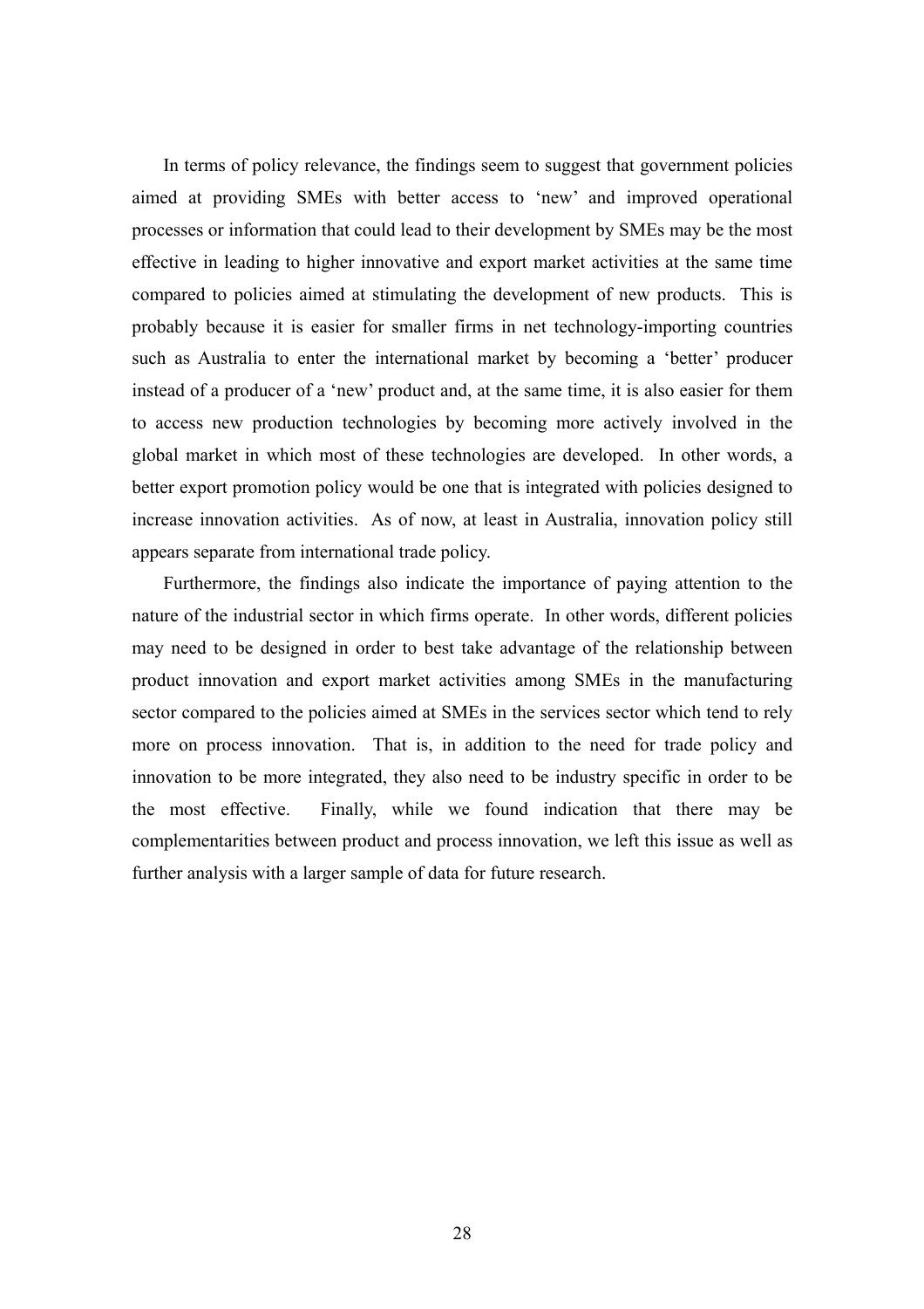In terms of policy relevance, the findings seem to suggest that government policies aimed at providing SMEs with better access to 'new' and improved operational processes or information that could lead to their development by SMEs may be the most effective in leading to higher innovative and export market activities at the same time compared to policies aimed at stimulating the development of new products. This is probably because it is easier for smaller firms in net technology-importing countries such as Australia to enter the international market by becoming a 'better' producer instead of a producer of a 'new' product and, at the same time, it is also easier for them to access new production technologies by becoming more actively involved in the global market in which most of these technologies are developed. In other words, a better export promotion policy would be one that is integrated with policies designed to increase innovation activities. As of now, at least in Australia, innovation policy still appears separate from international trade policy.

Furthermore, the findings also indicate the importance of paying attention to the nature of the industrial sector in which firms operate. In other words, different policies may need to be designed in order to best take advantage of the relationship between product innovation and export market activities among SMEs in the manufacturing sector compared to the policies aimed at SMEs in the services sector which tend to rely more on process innovation. That is, in addition to the need for trade policy and innovation to be more integrated, they also need to be industry specific in order to be the most effective. Finally, while we found indication that there may be complementarities between product and process innovation, we left this issue as well as further analysis with a larger sample of data for future research.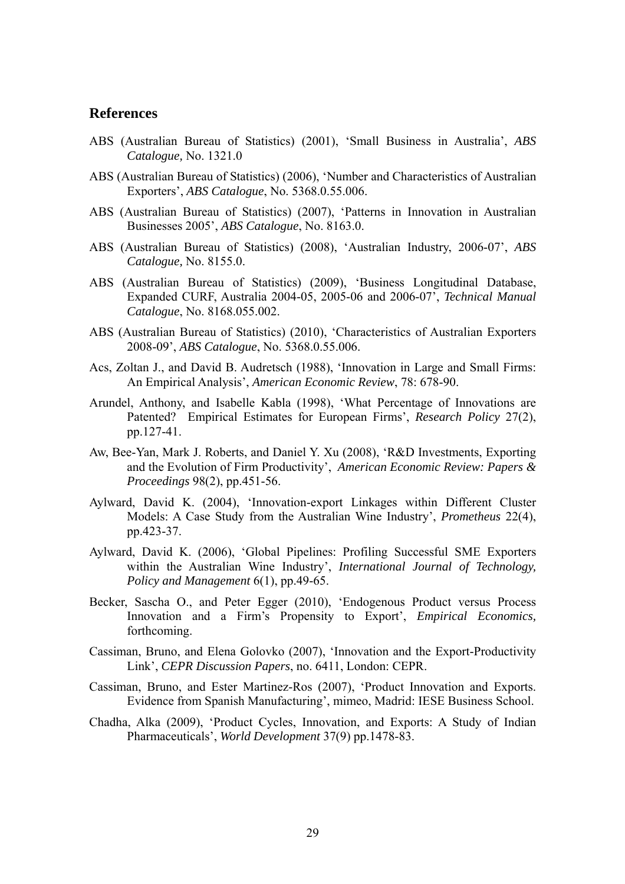## References

ABS (Australian Bureau of Statistics) (2001), 'Small Business in Australia', *ABS Catalogue,* No. 1321.0

ABS (Australian Bureau of Statistics) (2006), 'Number and Characteristics of Australian Exporters', *ABS Catalogue*, No. 5368.0.55.006.

ABS (Australian Bureau of Statistics) (2007), 'Patterns in Innovation in Australian Businesses 2005', *ABS Catalogue*, No. 8163.0.

ABS (Australian Bureau of Statistics) (2008), 'Australian Industry, 2006-07', *ABS Catalogue,* No. 8155.0.

ABS (Australian Bureau of Statistics) (2009), 'Business Longitudinal Database, Expanded CURF, Australia 2004-05, 2005-06 and 2006-07', *Technical Manual Catalogue*, No. 8168.055.002.

ABS (Australian Bureau of Statistics) (2010), 'Characteristics of Australian Exporters 2008-09', *ABS Catalogue*, No. 5368.0.55.006.

Acs, Zoltan J., and David B. Audretsch (1988), 'Innovation in Large and Small Firms: An Empirical Analysis', *American Economic Review*, 78: 678-90.

Arundel, Anthony, and Isabelle Kabla (1998), 'What Percentage of Innovations are Patented? Empirical Estimates for European Firms', *Research Policy* 27(2), pp.127-41.

Aw, Bee-Yan, Mark J. Roberts, and Daniel Y. Xu (2008), 'R&D Investments, Exporting and the Evolution of Firm Productivity', *American Economic Review: Papers & Proceedings* 98(2), pp.451-56.

Aylward, David K. (2004), 'Innovation-export Linkages within Different Cluster Models: A Case Study from the Australian Wine Industry', *Prometheus* 22(4), pp.423-37.

Aylward, David K. (2006), 'Global Pipelines: Profiling Successful SME Exporters within the Australian Wine Industry', *International Journal of Technology, Policy and Management* 6(1), pp.49-65.

Becker, Sascha O., and Peter Egger (2010), 'Endogenous Product versus Process Innovation and a Firm's Propensity to Export', *Empirical Economics,* forthcoming.

Cassiman, Bruno, and Elena Golovko (2007), 'Innovation and the Export-Productivity Link', *CEPR Discussion Papers*, no. 6411, London: CEPR.

Cassiman, Bruno, and Ester Martinez-Ros (2007), 'Product Innovation and Exports. Evidence from Spanish Manufacturing', mimeo, Madrid: IESE Business School.

Chadha, Alka (2009), 'Product Cycles, Innovation, and Exports: A Study of Indian Pharmaceuticals', *World Development* 37(9) pp.1478-83.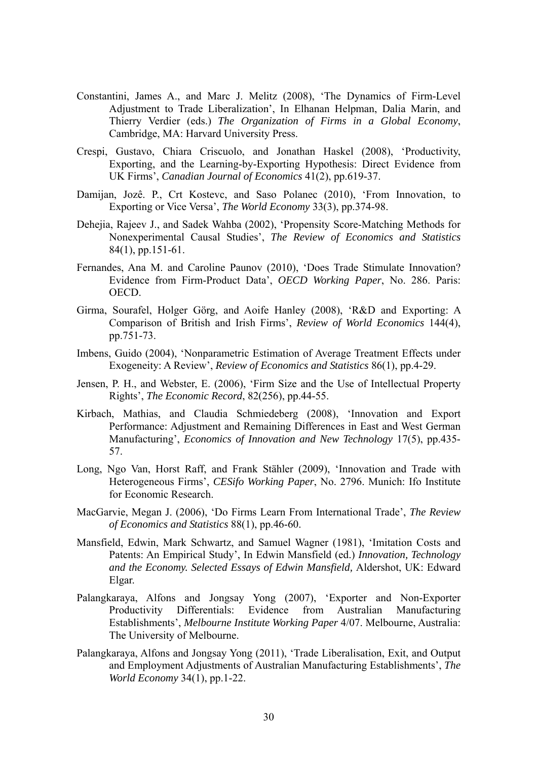Constantini, James A., and Marc J. Melitz (2008), 'The Dynamics of Firm-Level Adjustment to Trade Liberalization', In Elhanan Helpman, Dalia Marin, and Thierry Verdier (eds.) *The Organization of Firms in a Global Economy*, Cambridge, MA: Harvard University Press.

Crespi, Gustavo, Chiara Criscuolo, and Jonathan Haskel (2008), 'Productivity, Exporting, and the Learning-by-Exporting Hypothesis: Direct Evidence from UK Firms', *Canadian Journal of Economics* 41(2), pp.619-37.

Damijan, Jozê. P., Crt Kostevc, and Saso Polanec (2010), 'From Innovation, to Exporting or Vice Versa', *The World Economy* 33(3), pp.374-98.

Dehejia, Rajeev J., and Sadek Wahba (2002), 'Propensity Score-Matching Methods for Nonexperimental Causal Studies', *The Review of Economics and Statistics* 84(1), pp.151-61.

Fernandes, Ana M. and Caroline Paunov (2010), 'Does Trade Stimulate Innovation? Evidence from Firm-Product Data', *OECD Working Paper*, No. 286. Paris: OECD.

Girma, Sourafel, Holger Görg, and Aoife Hanley (2008), 'R&D and Exporting: A Comparison of British and Irish Firms', *Review of World Economics* 144(4), pp.751-73.

Imbens, Guido (2004), 'Nonparametric Estimation of Average Treatment Effects under Exogeneity: A Review', *Review of Economics and Statistics* 86(1), pp.4-29.

Jensen, P. H., and Webster, E. (2006), 'Firm Size and the Use of Intellectual Property Rights', *The Economic Record*, 82(256), pp.44-55.

Kirbach, Mathias, and Claudia Schmiedeberg (2008), 'Innovation and Export Performance: Adjustment and Remaining Differences in East and West German Manufacturing', *Economics of Innovation and New Technology* 17(5), pp.435-57.

Long, Ngo Van, Horst Raff, and Frank Stähler (2009), 'Innovation and Trade with Heterogeneous Firms', *CESifo Working Paper*, No. 2796. Munich: Ifo Institute for Economic Research.

MacGarvie, Megan J. (2006), 'Do Firms Learn From International Trade', *The Review of Economics and Statistics* 88(1), pp.46-60.

Mansfield, Edwin, Mark Schwartz, and Samuel Wagner (1981), 'Imitation Costs and Patents: An Empirical Study', In Edwin Mansfield (ed.) *Innovation, Technology and the Economy. Selected Essays of Edwin Mansfield,* Aldershot, UK: Edward Elgar.

Palangkaraya, Alfons and Jongsay Yong (2007), 'Exporter and Non-Exporter Productivity Differentials: Evidence from Australian Manufacturing Establishments', *Melbourne Institute Working Paper* 4/07. Melbourne, Australia: The University of Melbourne.

Palangkaraya, Alfons and Jongsay Yong (2011), 'Trade Liberalisation, Exit, and Output and Employment Adjustments of Australian Manufacturing Establishments', *The World Economy* 34(1), pp.1-22.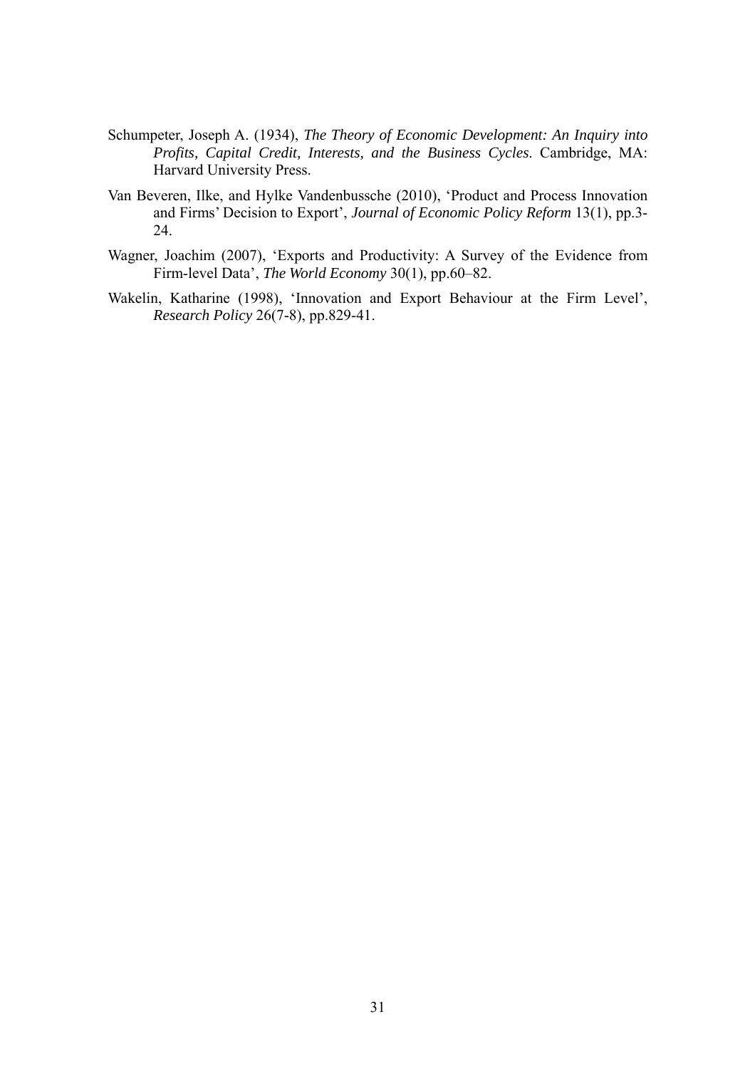Schumpeter, Joseph A. (1934), *The Theory of Economic Development: An Inquiry into Profits, Capital Credit, Interests, and the Business Cycles*. Cambridge, MA: Harvard University Press.

Van Beveren, Ilke, and Hylke Vandenbussche (2010), 'Product and Process Innovation and Firms' Decision to Export', *Journal of Economic Policy Reform* 13(1), pp.3-24.

Wagner, Joachim (2007), 'Exports and Productivity: A Survey of the Evidence from Firm-level Data', *The World Economy* 30(1), pp.60–82.

Wakelin, Katharine (1998), 'Innovation and Export Behaviour at the Firm Level', *Research Policy* 26(7-8), pp.829-41.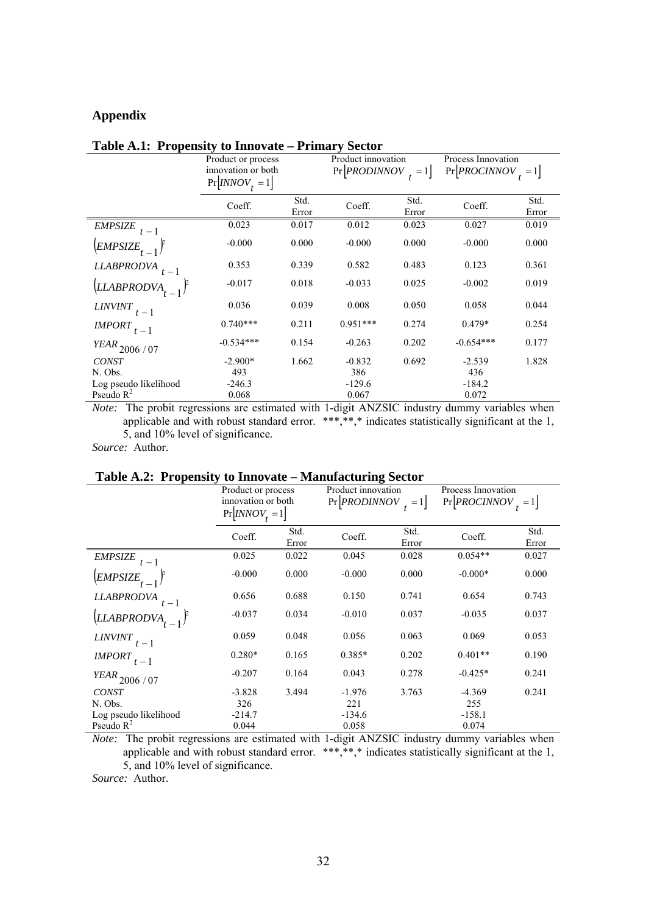## Appendix

**Table A.1: Propensity to Innovate – Primary Sector**

| | Product or process innovation or both $\Pr[INNOV_t = 1]$ | | Product innovation $\Pr[PRODINNOV_t = 1]$ | | Process Innovation $\Pr[PROCINNOV_t = 1]$ | |
|---|---|---|---|---|---|---|
| | Coeff. | Std. Error | Coeff. | Std. Error | Coeff. | Std. Error |
| $EMPSIZE_{t-1}$ | 0.023 | 0.017 | 0.012 | 0.023 | 0.027 | 0.019 |
| $(EMPSIZE_{t-1})^2$ | -0.000 | 0.000 | -0.000 | 0.000 | -0.000 | 0.000 |
| $LLABPRODVA_{t-1}$ | 0.353 | 0.339 | 0.582 | 0.483 | 0.123 | 0.361 |
| $(LLABPRODVA_{t-1})^2$ | -0.017 | 0.018 | -0.033 | 0.025 | -0.002 | 0.019 |
| $LINVINT_{t-1}$ | 0.036 | 0.039 | 0.008 | 0.050 | 0.058 | 0.044 |
| $IMPORT_{t-1}$ | 0.740*** | 0.211 | 0.951*** | 0.274 | 0.479* | 0.254 |
| $YEAR_{2006/07}$ | -0.534*** | 0.154 | -0.263 | 0.202 | -0.654*** | 0.177 |
| $CONST$ | -2.900* | 1.662 | -0.832 | 0.692 | -2.539 | 1.828 |
| N. Obs. | 493 | | 386 | | 436 | |
| Log pseudo likelihood | -246.3 | | -129.6 | | -184.2 | |
| Pseudo $R^2$ | 0.068 | | 0.067 | | 0.072 | |

*Note:* The probit regressions are estimated with 1-digit ANZSIC industry dummy variables when applicable and with robust standard error. ***,**,* indicates statistically significant at the 1, 5, and 10% level of significance.

*Source:* Author.

**Table A.2: Propensity to Innovate – Manufacturing Sector**

| | Product or process innovation or both $\Pr[INNOV_t = 1]$ | | Product innovation $\Pr[PRODINNOV_t = 1]$ | | Process Innovation $\Pr[PROCINNOV_t = 1]$ | |
|---|---|---|---|---|---|---|
| | Coeff. | Std. Error | Coeff. | Std. Error | Coeff. | Std. Error |
| $EMPSIZE_{t-1}$ | 0.025 | 0.022 | 0.045 | 0.028 | 0.054** | 0.027 |
| $(EMPSIZE_{t-1})^2$ | -0.000 | 0.000 | -0.000 | 0.000 | -0.000* | 0.000 |
| $LLABPRODVA_{t-1}$ | 0.656 | 0.688 | 0.150 | 0.741 | 0.654 | 0.743 |
| $(LLABPRODVA_{t-1})^2$ | -0.037 | 0.034 | -0.010 | 0.037 | -0.035 | 0.037 |
| $LINVINT_{t-1}$ | 0.059 | 0.048 | 0.056 | 0.063 | 0.069 | 0.053 |
| $IMPORT_{t-1}$ | 0.280* | 0.165 | 0.385* | 0.202 | 0.401** | 0.190 |
| $YEAR_{2006/07}$ | -0.207 | 0.164 | 0.043 | 0.278 | -0.425* | 0.241 |
| $CONST$ | -3.828 | 3.494 | -1.976 | 3.763 | -4.369 | 0.241 |
| N. Obs. | 326 | | 221 | | 255 | |
| Log pseudo likelihood | -214.7 | | -134.6 | | -158.1 | |
| Pseudo $R^2$ | 0.044 | | 0.058 | | 0.074 | |

*Note:* The probit regressions are estimated with 1-digit ANZSIC industry dummy variables when applicable and with robust standard error. ***,**,* indicates statistically significant at the 1, 5, and 10% level of significance.

*Source:* Author.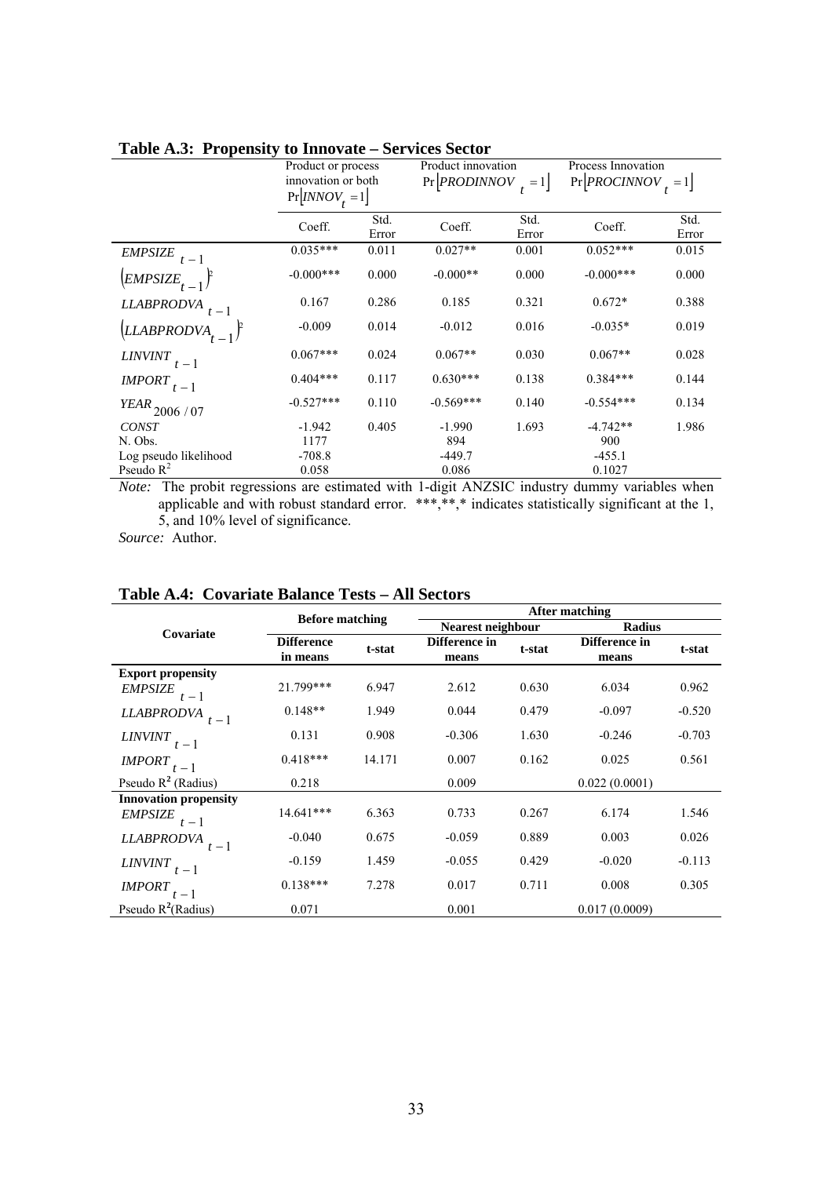**Table A.3: Propensity to Innovate – Services Sector**

| | Product or process innovation or both $\Pr[INNOV_t = 1]$ | | Product innovation $\Pr[PRODINNOV_t = 1]$ | | Process Innovation $\Pr[PROCINNOV_t = 1]$ | |
|---|---|---|---|---|---|---|
| | Coeff. | Std. Error | Coeff. | Std. Error | Coeff. | Std. Error |
| $EMPSIZE_{t-1}$ | 0.035*** | 0.011 | 0.027** | 0.001 | 0.052*** | 0.015 |
| $(EMPSIZE_{t-1})^2$ | -0.000*** | 0.000 | -0.000** | 0.000 | -0.000*** | 0.000 |
| $LLABPRODVA_{t-1}$ | 0.167 | 0.286 | 0.185 | 0.321 | 0.672* | 0.388 |
| $(LLABPRODVA_{t-1})^2$ | -0.009 | 0.014 | -0.012 | 0.016 | -0.035* | 0.019 |
| $LINVINT_{t-1}$ | 0.067*** | 0.024 | 0.067** | 0.030 | 0.067** | 0.028 |
| $IMPORT_{t-1}$ | 0.404*** | 0.117 | 0.630*** | 0.138 | 0.384*** | 0.144 |
| $YEAR_{2006/07}$ | -0.527*** | 0.110 | -0.569*** | 0.140 | -0.554*** | 0.134 |
| $CONST$ | -1.942 | 0.405 | -1.990 | 1.693 | -4.742** | 1.986 |
| N. Obs. | 1177 | | 894 | | 900 | |
| Log pseudo likelihood | -708.8 | | -449.7 | | -455.1 | |
| Pseudo $R^2$ | 0.058 | | 0.086 | | 0.1027 | |

*Note:* The probit regressions are estimated with 1-digit ANZSIC industry dummy variables when applicable and with robust standard error. ***,**,* indicates statistically significant at the 1, 5, and 10% level of significance.

*Source:* Author.

**Table A.4: Covariate Balance Tests – All Sectors**

| Covariate | Before matching | | After matching | | | |
|---|---|---|---|---|---|---|
| | | | Nearest neighbour | | Radius | |
| | Difference in means | t-stat | Difference in means | t-stat | Difference in means | t-stat |
| **Export propensity** | | | | | | |
| $EMPSIZE_{t-1}$ | 21.799*** | 6.947 | 2.612 | 0.630 | 6.034 | 0.962 |
| $LLABPRODVA_{t-1}$ | 0.148** | 1.949 | 0.044 | 0.479 | -0.097 | -0.520 |
| $LINVINT_{t-1}$ | 0.131 | 0.908 | -0.306 | 1.630 | -0.246 | -0.703 |
| $IMPORT_{t-1}$ | 0.418*** | 14.171 | 0.007 | 0.162 | 0.025 | 0.561 |
| Pseudo $R^2$ (Radius) | 0.218 | | 0.009 | | 0.022 (0.0001) | |
| **Innovation propensity** | | | | | | |
| $EMPSIZE_{t-1}$ | 14.641*** | 6.363 | 0.733 | 0.267 | 6.174 | 1.546 |
| $LLABPRODVA_{t-1}$ | -0.040 | 0.675 | -0.059 | 0.889 | 0.003 | 0.026 |
| $LINVINT_{t-1}$ | -0.159 | 1.459 | -0.055 | 0.429 | -0.020 | -0.113 |
| $IMPORT_{t-1}$ | 0.138*** | 7.278 | 0.017 | 0.711 | 0.008 | 0.305 |
| Pseudo $R^2$(Radius) | 0.071 | | 0.001 | | 0.017 (0.0009) | |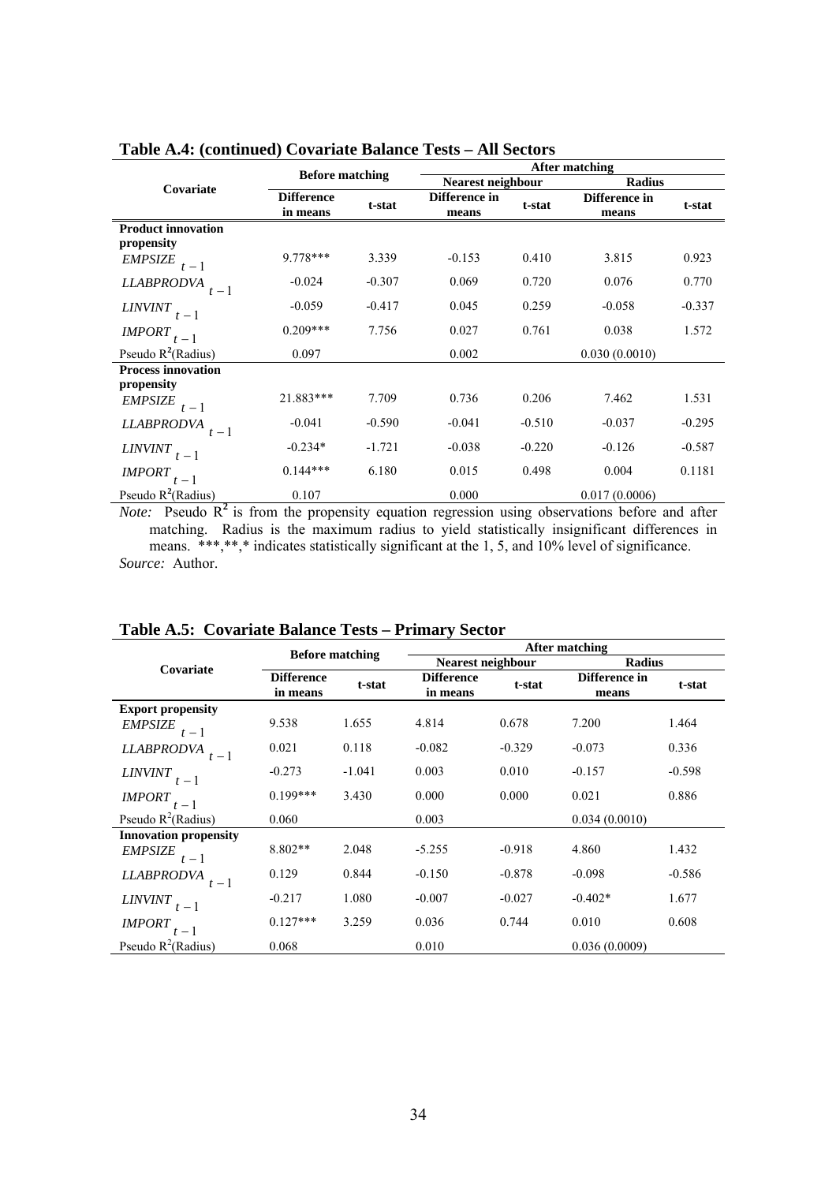**Table A.4: (continued) Covariate Balance Tests – All Sectors**

| Covariate | Before matching | | After matching | | | |
|---|---|---|---|---|---|---|
| | | | Nearest neighbour | | Radius | |
| | **Difference in means** | **t-stat** | **Difference in means** | **t-stat** | **Difference in means** | **t-stat** |
| **Product innovation propensity** | | | | | | |
| $EMPSIZE_{t-1}$ | 9.778*** | 3.339 | -0.153 | 0.410 | 3.815 | 0.923 |
| $LLABPRODVA_{t-1}$ | -0.024 | -0.307 | 0.069 | 0.720 | 0.076 | 0.770 |
| $LINVINT_{t-1}$ | -0.059 | -0.417 | 0.045 | 0.259 | -0.058 | -0.337 |
| $IMPORT_{t-1}$ | 0.209*** | 7.756 | 0.027 | 0.761 | 0.038 | 1.572 |
| Pseudo $R^2$(Radius) | 0.097 | | 0.002 | | 0.030 (0.0010) | |
| **Process innovation propensity** | | | | | | |
| $EMPSIZE_{t-1}$ | 21.883*** | 7.709 | 0.736 | 0.206 | 7.462 | 1.531 |
| $LLABPRODVA_{t-1}$ | -0.041 | -0.590 | -0.041 | -0.510 | -0.037 | -0.295 |
| $LINVINT_{t-1}$ | -0.234* | -1.721 | -0.038 | -0.220 | -0.126 | -0.587 |
| $IMPORT_{t-1}$ | 0.144*** | 6.180 | 0.015 | 0.498 | 0.004 | 0.1181 |
| Pseudo $R^2$(Radius) | 0.107 | | 0.000 | | 0.017 (0.0006) | |

*Note:* Pseudo $R^2$ is from the propensity equation regression using observations before and after matching. Radius is the maximum radius to yield statistically insignificant differences in means. ***,**,* indicates statistically significant at the 1, 5, and 10% level of significance.
*Source:* Author.

**Table A.5: Covariate Balance Tests – Primary Sector**

| Covariate | Before matching | | After matching | | | |
|---|---|---|---|---|---|---|
| | | | Nearest neighbour | | Radius | |
| | **Difference in means** | **t-stat** | **Difference in means** | **t-stat** | **Difference in means** | **t-stat** |
| **Export propensity** | | | | | | |
| $EMPSIZE_{t-1}$ | 9.538 | 1.655 | 4.814 | 0.678 | 7.200 | 1.464 |
| $LLABPRODVA_{t-1}$ | 0.021 | 0.118 | -0.082 | -0.329 | -0.073 | 0.336 |
| $LINVINT_{t-1}$ | -0.273 | -1.041 | 0.003 | 0.010 | -0.157 | -0.598 |
| $IMPORT_{t-1}$ | 0.199*** | 3.430 | 0.000 | 0.000 | 0.021 | 0.886 |
| Pseudo $R^2$(Radius) | 0.060 | | 0.003 | | 0.034 (0.0010) | |
| **Innovation propensity** | | | | | | |
| $EMPSIZE_{t-1}$ | 8.802** | 2.048 | -5.255 | -0.918 | 4.860 | 1.432 |
| $LLABPRODVA_{t-1}$ | 0.129 | 0.844 | -0.150 | -0.878 | -0.098 | -0.586 |
| $LINVINT_{t-1}$ | -0.217 | 1.080 | -0.007 | -0.027 | -0.402* | 1.677 |
| $IMPORT_{t-1}$ | 0.127*** | 3.259 | 0.036 | 0.744 | 0.010 | 0.608 |
| Pseudo $R^2$(Radius) | 0.068 | | 0.010 | | 0.036 (0.0009) | |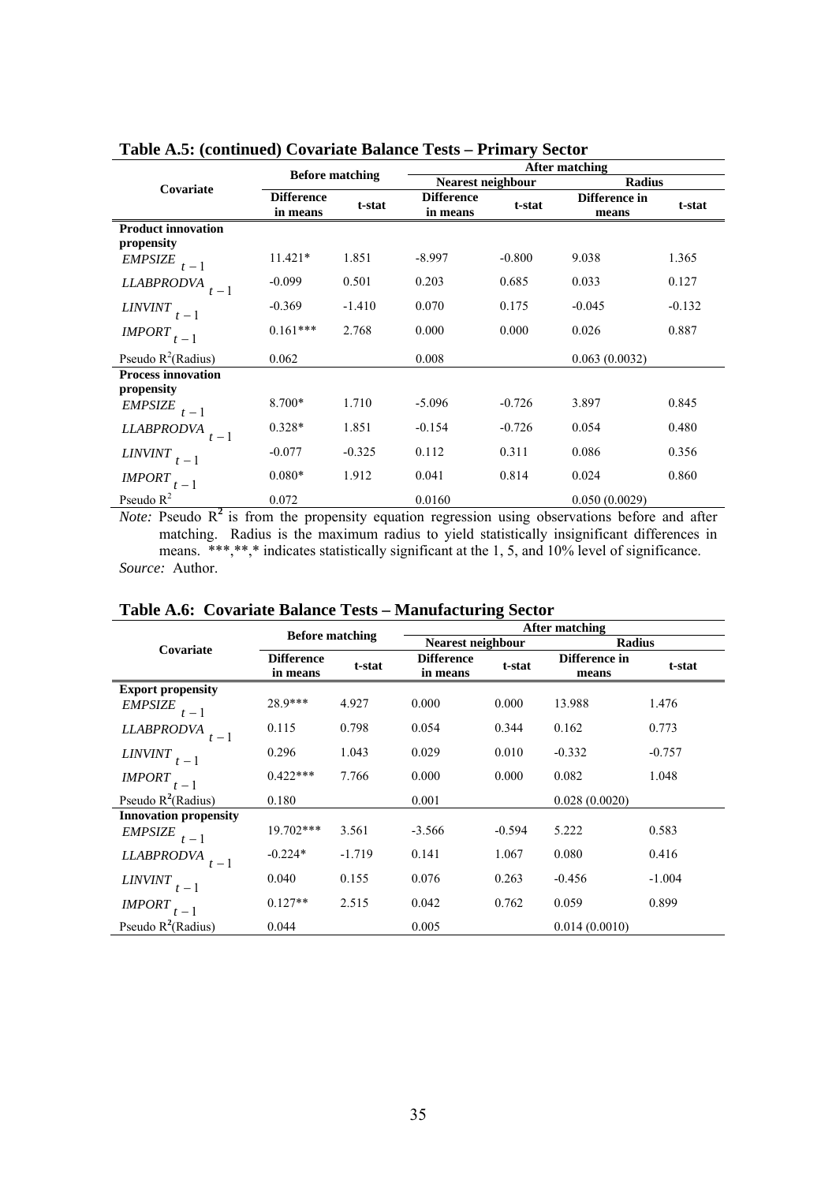**Table A.5: (continued) Covariate Balance Tests – Primary Sector**

| Covariate | Before matching | | After matching | | | |
|---|---|---|---|---|---|---|
| | | | Nearest neighbour | | Radius | |
| | Difference in means | t-stat | Difference in means | t-stat | Difference in means | t-stat |
| **Product innovation propensity** | | | | | | |
| $EMPSIZE_{t-1}$ | 11.421* | 1.851 | -8.997 | -0.800 | 9.038 | 1.365 |
| $LLABPRODVA_{t-1}$ | -0.099 | 0.501 | 0.203 | 0.685 | 0.033 | 0.127 |
| $LINVINT_{t-1}$ | -0.369 | -1.410 | 0.070 | 0.175 | -0.045 | -0.132 |
| $IMPORT_{t-1}$ | 0.161*** | 2.768 | 0.000 | 0.000 | 0.026 | 0.887 |
| Pseudo $R^2$(Radius) | 0.062 | | 0.008 | | 0.063 (0.0032) | |
| **Process innovation propensity** | | | | | | |
| $EMPSIZE_{t-1}$ | 8.700* | 1.710 | -5.096 | -0.726 | 3.897 | 0.845 |
| $LLABPRODVA_{t-1}$ | 0.328* | 1.851 | -0.154 | -0.726 | 0.054 | 0.480 |
| $LINVINT_{t-1}$ | -0.077 | -0.325 | 0.112 | 0.311 | 0.086 | 0.356 |
| $IMPORT_{t-1}$ | 0.080* | 1.912 | 0.041 | 0.814 | 0.024 | 0.860 |
| Pseudo $R^2$ | 0.072 | | 0.0160 | | 0.050 (0.0029) | |

*Note:* Pseudo $R^2$ is from the propensity equation regression using observations before and after matching. Radius is the maximum radius to yield statistically insignificant differences in means. ***,**,* indicates statistically significant at the 1, 5, and 10% level of significance.
*Source:* Author.

**Table A.6: Covariate Balance Tests – Manufacturing Sector**

| Covariate | Before matching | | After matching | | | |
|---|---|---|---|---|---|---|
| | | | Nearest neighbour | | Radius | |
| | Difference in means | t-stat | Difference in means | t-stat | Difference in means | t-stat |
| **Export propensity** | | | | | | |
| $EMPSIZE_{t-1}$ | 28.9*** | 4.927 | 0.000 | 0.000 | 13.988 | 1.476 |
| $LLABPRODVA_{t-1}$ | 0.115 | 0.798 | 0.054 | 0.344 | 0.162 | 0.773 |
| $LINVINT_{t-1}$ | 0.296 | 1.043 | 0.029 | 0.010 | -0.332 | -0.757 |
| $IMPORT_{t-1}$ | 0.422*** | 7.766 | 0.000 | 0.000 | 0.082 | 1.048 |
| Pseudo $R^2$(Radius) | 0.180 | | 0.001 | | 0.028 (0.0020) | |
| **Innovation propensity** | | | | | | |
| $EMPSIZE_{t-1}$ | 19.702*** | 3.561 | -3.566 | -0.594 | 5.222 | 0.583 |
| $LLABPRODVA_{t-1}$ | -0.224* | -1.719 | 0.141 | 1.067 | 0.080 | 0.416 |
| $LINVINT_{t-1}$ | 0.040 | 0.155 | 0.076 | 0.263 | -0.456 | -1.004 |
| $IMPORT_{t-1}$ | 0.127** | 2.515 | 0.042 | 0.762 | 0.059 | 0.899 |
| Pseudo $R^2$(Radius) | 0.044 | | 0.005 | | 0.014 (0.0010) | |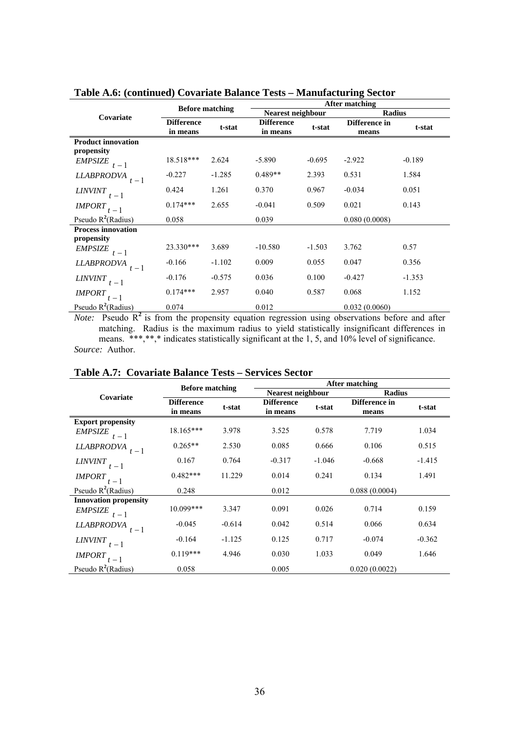**Table A.6: (continued) Covariate Balance Tests – Manufacturing Sector**

| Covariate | Before matching | | After matching | | | |
|---|---|---|---|---|---|---|
| | | | Nearest neighbour | | Radius | |
| | **Difference in means** | **t-stat** | **Difference in means** | **t-stat** | **Difference in means** | **t-stat** |
| **Product innovation propensity** | | | | | | |
| $EMPSIZE_{t-1}$ | 18.518*** | 2.624 | -5.890 | -0.695 | -2.922 | -0.189 |
| $LLABPRODVA_{t-1}$ | -0.227 | -1.285 | 0.489** | 2.393 | 0.531 | 1.584 |
| $LINVINT_{t-1}$ | 0.424 | 1.261 | 0.370 | 0.967 | -0.034 | 0.051 |
| $IMPORT_{t-1}$ | 0.174*** | 2.655 | -0.041 | 0.509 | 0.021 | 0.143 |
| Pseudo $R^2$(Radius) | 0.058 | | 0.039 | | 0.080 (0.0008) | |
| **Process innovation propensity** | | | | | | |
| $EMPSIZE_{t-1}$ | 23.330*** | 3.689 | -10.580 | -1.503 | 3.762 | 0.57 |
| $LLABPRODVA_{t-1}$ | -0.166 | -1.102 | 0.009 | 0.055 | 0.047 | 0.356 |
| $LINVINT_{t-1}$ | -0.176 | -0.575 | 0.036 | 0.100 | -0.427 | -1.353 |
| $IMPORT_{t-1}$ | 0.174*** | 2.957 | 0.040 | 0.587 | 0.068 | 1.152 |
| Pseudo $R^2$(Radius) | 0.074 | | 0.012 | | 0.032 (0.0060) | |

*Note:* Pseudo $R^2$ is from the propensity equation regression using observations before and after matching. Radius is the maximum radius to yield statistically insignificant differences in means. ***,**,* indicates statistically significant at the 1, 5, and 10% level of significance.
*Source:* Author.

**Table A.7: Covariate Balance Tests – Services Sector**

| Covariate | Before matching | | After matching | | | |
|---|---|---|---|---|---|---|
| | | | Nearest neighbour | | Radius | |
| | **Difference in means** | **t-stat** | **Difference in means** | **t-stat** | **Difference in means** | **t-stat** |
| **Export propensity** | | | | | | |
| $EMPSIZE_{t-1}$ | 18.165*** | 3.978 | 3.525 | 0.578 | 7.719 | 1.034 |
| $LLABPRODVA_{t-1}$ | 0.265** | 2.530 | 0.085 | 0.666 | 0.106 | 0.515 |
| $LINVINT_{t-1}$ | 0.167 | 0.764 | -0.317 | -1.046 | -0.668 | -1.415 |
| $IMPORT_{t-1}$ | 0.482*** | 11.229 | 0.014 | 0.241 | 0.134 | 1.491 |
| Pseudo $R^2$(Radius) | 0.248 | | 0.012 | | 0.088 (0.0004) | |
| **Innovation propensity** | | | | | | |
| $EMPSIZE_{t-1}$ | 10.099*** | 3.347 | 0.091 | 0.026 | 0.714 | 0.159 |
| $LLABPRODVA_{t-1}$ | -0.045 | -0.614 | 0.042 | 0.514 | 0.066 | 0.634 |
| $LINVINT_{t-1}$ | -0.164 | -1.125 | 0.125 | 0.717 | -0.074 | -0.362 |
| $IMPORT_{t-1}$ | 0.119*** | 4.946 | 0.030 | 1.033 | 0.049 | 1.646 |
| Pseudo $R^2$(Radius) | 0.058 | | 0.005 | | 0.020 (0.0022) | |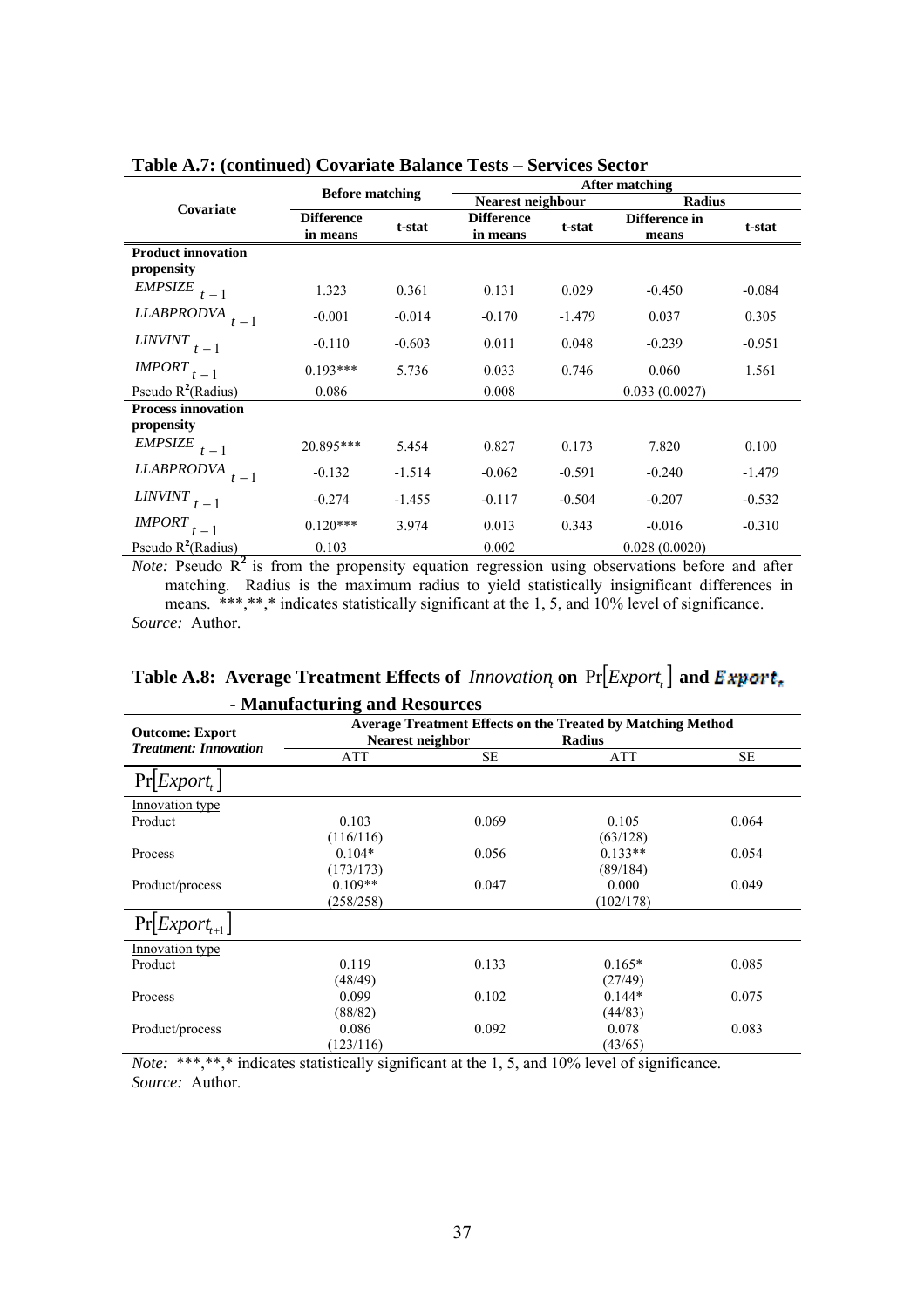**Table A.7: (continued) Covariate Balance Tests – Services Sector**

| Covariate | Before matching | | After matching | | | |
|---|---|---|---|---|---|---|
| | | | Nearest neighbour | | Radius | |
| | Difference in means | t-stat | Difference in means | t-stat | Difference in means | t-stat |
| **Product innovation propensity** | | | | | | |
| $EMPSIZE_{t-1}$ | 1.323 | 0.361 | 0.131 | 0.029 | -0.450 | -0.084 |
| $LLABPRODVA_{t-1}$ | -0.001 | -0.014 | -0.170 | -1.479 | 0.037 | 0.305 |
| $LINVINT_{t-1}$ | -0.110 | -0.603 | 0.011 | 0.048 | -0.239 | -0.951 |
| $IMPORT_{t-1}$ | 0.193*** | 5.736 | 0.033 | 0.746 | 0.060 | 1.561 |
| Pseudo $R^2$(Radius) | 0.086 | | 0.008 | | 0.033 (0.0027) | |
| **Process innovation propensity** | | | | | | |
| $EMPSIZE_{t-1}$ | 20.895*** | 5.454 | 0.827 | 0.173 | 7.820 | 0.100 |
| $LLABPRODVA_{t-1}$ | -0.132 | -1.514 | -0.062 | -0.591 | -0.240 | -1.479 |
| $LINVINT_{t-1}$ | -0.274 | -1.455 | -0.117 | -0.504 | -0.207 | -0.532 |
| $IMPORT_{t-1}$ | 0.120*** | 3.974 | 0.013 | 0.343 | -0.016 | -0.310 |
| Pseudo $R^2$(Radius) | 0.103 | | 0.002 | | 0.028 (0.0020) | |

*Note:* Pseudo $R^2$ is from the propensity equation regression using observations before and after matching. Radius is the maximum radius to yield statistically insignificant differences in means. \*\*\*,\*\*,\* indicates statistically significant at the 1, 5, and 10% level of significance.
*Source:* Author.

**Table A.8: Average Treatment Effects of $Innovation_t$ on $\Pr[Export_t]$ and $Export_t$ - Manufacturing and Resources**

| Outcome: Export *Treatment: Innovation* | Average Treatment Effects on the Treated by Matching Method | | | |
|---|---|---|---|---|
| | Nearest neighbor | | Radius | |
| | ATT | SE | ATT | SE |
| $\Pr[Export_t]$ | | | | |
| Innovation type | | | | |
| Product | 0.103 (116/116) | 0.069 | 0.105 (63/128) | 0.064 |
| Process | 0.104* (173/173) | 0.056 | 0.133** (89/184) | 0.054 |
| Product/process | 0.109** (258/258) | 0.047 | 0.000 (102/178) | 0.049 |
| $\Pr[Export_{t+1}]$ | | | | |
| Innovation type | | | | |
| Product | 0.119 (48/49) | 0.133 | 0.165* (27/49) | 0.085 |
| Process | 0.099 (88/82) | 0.102 | 0.144* (44/83) | 0.075 |
| Product/process | 0.086 (123/116) | 0.092 | 0.078 (43/65) | 0.083 |

*Note:* \*\*\*,\*\*,\* indicates statistically significant at the 1, 5, and 10% level of significance.
*Source:* Author.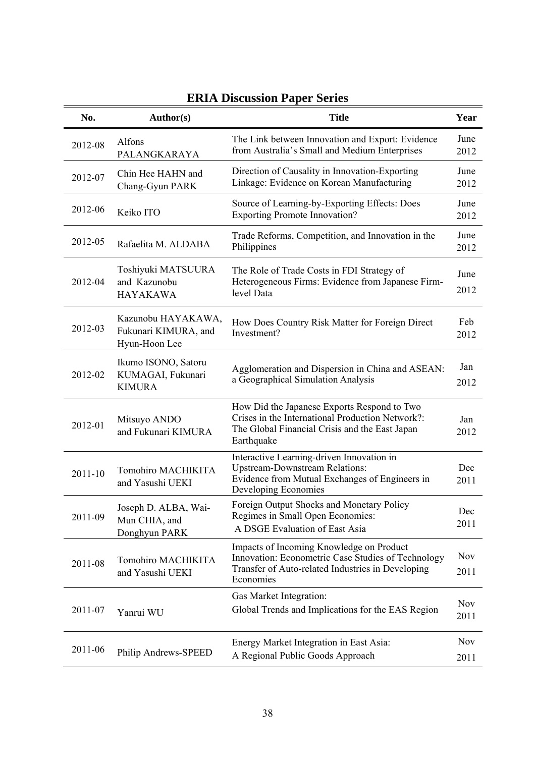## ERIA Discussion Paper Series

| No. | Author(s) | Title | Year |
|---|---|---|---|
| 2012-08 | Alfons PALANGKARAYA | The Link between Innovation and Export: Evidence from Australia's Small and Medium Enterprises | June 2012 |
| 2012-07 | Chin Hee HAHN and Chang-Gyun PARK | Direction of Causality in Innovation-Exporting Linkage: Evidence on Korean Manufacturing | June 2012 |
| 2012-06 | Keiko ITO | Source of Learning-by-Exporting Effects: Does Exporting Promote Innovation? | June 2012 |
| 2012-05 | Rafaelita M. ALDABA | Trade Reforms, Competition, and Innovation in the Philippines | June 2012 |
| 2012-04 | Toshiyuki MATSUURA and Kazunobu HAYAKAWA | The Role of Trade Costs in FDI Strategy of Heterogeneous Firms: Evidence from Japanese Firm-level Data | June 2012 |
| 2012-03 | Kazunobu HAYAKAWA, Fukunari KIMURA, and Hyun-Hoon Lee | How Does Country Risk Matter for Foreign Direct Investment? | Feb 2012 |
| 2012-02 | Ikumo ISONO, Satoru KUMAGAI, Fukunari KIMURA | Agglomeration and Dispersion in China and ASEAN: a Geographical Simulation Analysis | Jan 2012 |
| 2012-01 | Mitsuyo ANDO and Fukunari KIMURA | How Did the Japanese Exports Respond to Two Crises in the International Production Network?: The Global Financial Crisis and the East Japan Earthquake | Jan 2012 |
| 2011-10 | Tomohiro MACHIKITA and Yasushi UEKI | Interactive Learning-driven Innovation in Upstream-Downstream Relations: Evidence from Mutual Exchanges of Engineers in Developing Economies | Dec 2011 |
| 2011-09 | Joseph D. ALBA, Wai-Mun CHIA, and Donghyun PARK | Foreign Output Shocks and Monetary Policy Regimes in Small Open Economies: A DSGE Evaluation of East Asia | Dec 2011 |
| 2011-08 | Tomohiro MACHIKITA and Yasushi UEKI | Impacts of Incoming Knowledge on Product Innovation: Econometric Case Studies of Technology Transfer of Auto-related Industries in Developing Economies | Nov 2011 |
| 2011-07 | Yanrui WU | Gas Market Integration: Global Trends and Implications for the EAS Region | Nov 2011 |
| 2011-06 | Philip Andrews-SPEED | Energy Market Integration in East Asia: A Regional Public Goods Approach | Nov 2011 |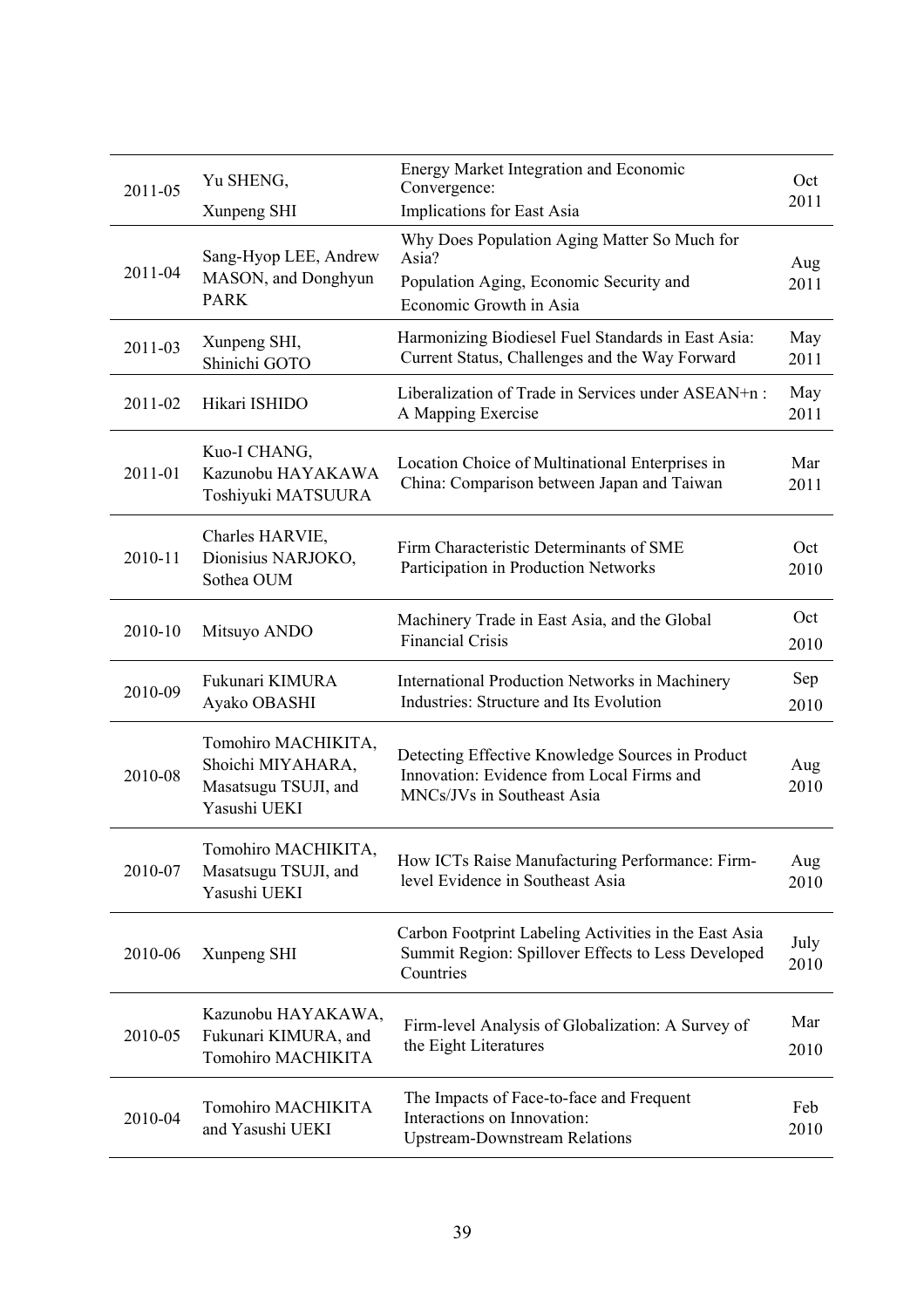| | | | |
|---|---|---|---|
| 2011-05 | Yu SHENG, Xunpeng SHI | Energy Market Integration and Economic Convergence: Implications for East Asia | Oct 2011 |
| 2011-04 | Sang-Hyop LEE, Andrew MASON, and Donghyun PARK | Why Does Population Aging Matter So Much for Asia? Population Aging, Economic Security and Economic Growth in Asia | Aug 2011 |
| 2011-03 | Xunpeng SHI, Shinichi GOTO | Harmonizing Biodiesel Fuel Standards in East Asia: Current Status, Challenges and the Way Forward | May 2011 |
| 2011-02 | Hikari ISHIDO | Liberalization of Trade in Services under ASEAN+n : A Mapping Exercise | May 2011 |
| 2011-01 | Kuo-I CHANG, Kazunobu HAYAKAWA Toshiyuki MATSUURA | Location Choice of Multinational Enterprises in China: Comparison between Japan and Taiwan | Mar 2011 |
| 2010-11 | Charles HARVIE, Dionisius NARJOKO, Sothea OUM | Firm Characteristic Determinants of SME Participation in Production Networks | Oct 2010 |
| 2010-10 | Mitsuyo ANDO | Machinery Trade in East Asia, and the Global Financial Crisis | Oct 2010 |
| 2010-09 | Fukunari KIMURA Ayako OBASHI | International Production Networks in Machinery Industries: Structure and Its Evolution | Sep 2010 |
| 2010-08 | Tomohiro MACHIKITA, Shoichi MIYAHARA, Masatsugu TSUJI, and Yasushi UEKI | Detecting Effective Knowledge Sources in Product Innovation: Evidence from Local Firms and MNCs/JVs in Southeast Asia | Aug 2010 |
| 2010-07 | Tomohiro MACHIKITA, Masatsugu TSUJI, and Yasushi UEKI | How ICTs Raise Manufacturing Performance: Firm-level Evidence in Southeast Asia | Aug 2010 |
| 2010-06 | Xunpeng SHI | Carbon Footprint Labeling Activities in the East Asia Summit Region: Spillover Effects to Less Developed Countries | July 2010 |
| 2010-05 | Kazunobu HAYAKAWA, Fukunari KIMURA, and Tomohiro MACHIKITA | Firm-level Analysis of Globalization: A Survey of the Eight Literatures | Mar 2010 |
| 2010-04 | Tomohiro MACHIKITA and Yasushi UEKI | The Impacts of Face-to-face and Frequent Interactions on Innovation: Upstream-Downstream Relations | Feb 2010 |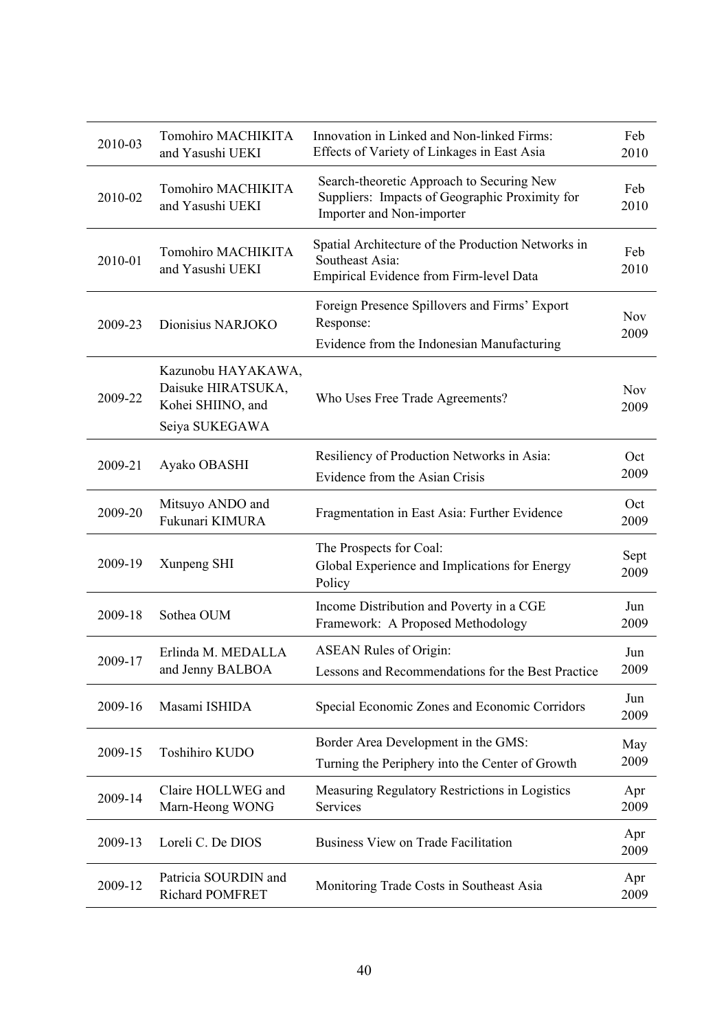| | | | |
|---|---|---|---|
| 2010-03 | Tomohiro MACHIKITA and Yasushi UEKI | Innovation in Linked and Non-linked Firms: Effects of Variety of Linkages in East Asia | Feb 2010 |
| 2010-02 | Tomohiro MACHIKITA and Yasushi UEKI | Search-theoretic Approach to Securing New Suppliers: Impacts of Geographic Proximity for Importer and Non-importer | Feb 2010 |
| 2010-01 | Tomohiro MACHIKITA and Yasushi UEKI | Spatial Architecture of the Production Networks in Southeast Asia: Empirical Evidence from Firm-level Data | Feb 2010 |
| 2009-23 | Dionisius NARJOKO | Foreign Presence Spillovers and Firms' Export Response: Evidence from the Indonesian Manufacturing | Nov 2009 |
| 2009-22 | Kazunobu HAYAKAWA, Daisuke HIRATSUKA, Kohei SHIINO, and Seiya SUKEGAWA | Who Uses Free Trade Agreements? | Nov 2009 |
| 2009-21 | Ayako OBASHI | Resiliency of Production Networks in Asia: Evidence from the Asian Crisis | Oct 2009 |
| 2009-20 | Mitsuyo ANDO and Fukunari KIMURA | Fragmentation in East Asia: Further Evidence | Oct 2009 |
| 2009-19 | Xunpeng SHI | The Prospects for Coal: Global Experience and Implications for Energy Policy | Sept 2009 |
| 2009-18 | Sothea OUM | Income Distribution and Poverty in a CGE Framework: A Proposed Methodology | Jun 2009 |
| 2009-17 | Erlinda M. MEDALLA and Jenny BALBOA | ASEAN Rules of Origin: Lessons and Recommendations for the Best Practice | Jun 2009 |
| 2009-16 | Masami ISHIDA | Special Economic Zones and Economic Corridors | Jun 2009 |
| 2009-15 | Toshihiro KUDO | Border Area Development in the GMS: Turning the Periphery into the Center of Growth | May 2009 |
| 2009-14 | Claire HOLLWEG and Marn-Heong WONG | Measuring Regulatory Restrictions in Logistics Services | Apr 2009 |
| 2009-13 | Loreli C. De DIOS | Business View on Trade Facilitation | Apr 2009 |
| 2009-12 | Patricia SOURDIN and Richard POMFRET | Monitoring Trade Costs in Southeast Asia | Apr 2009 |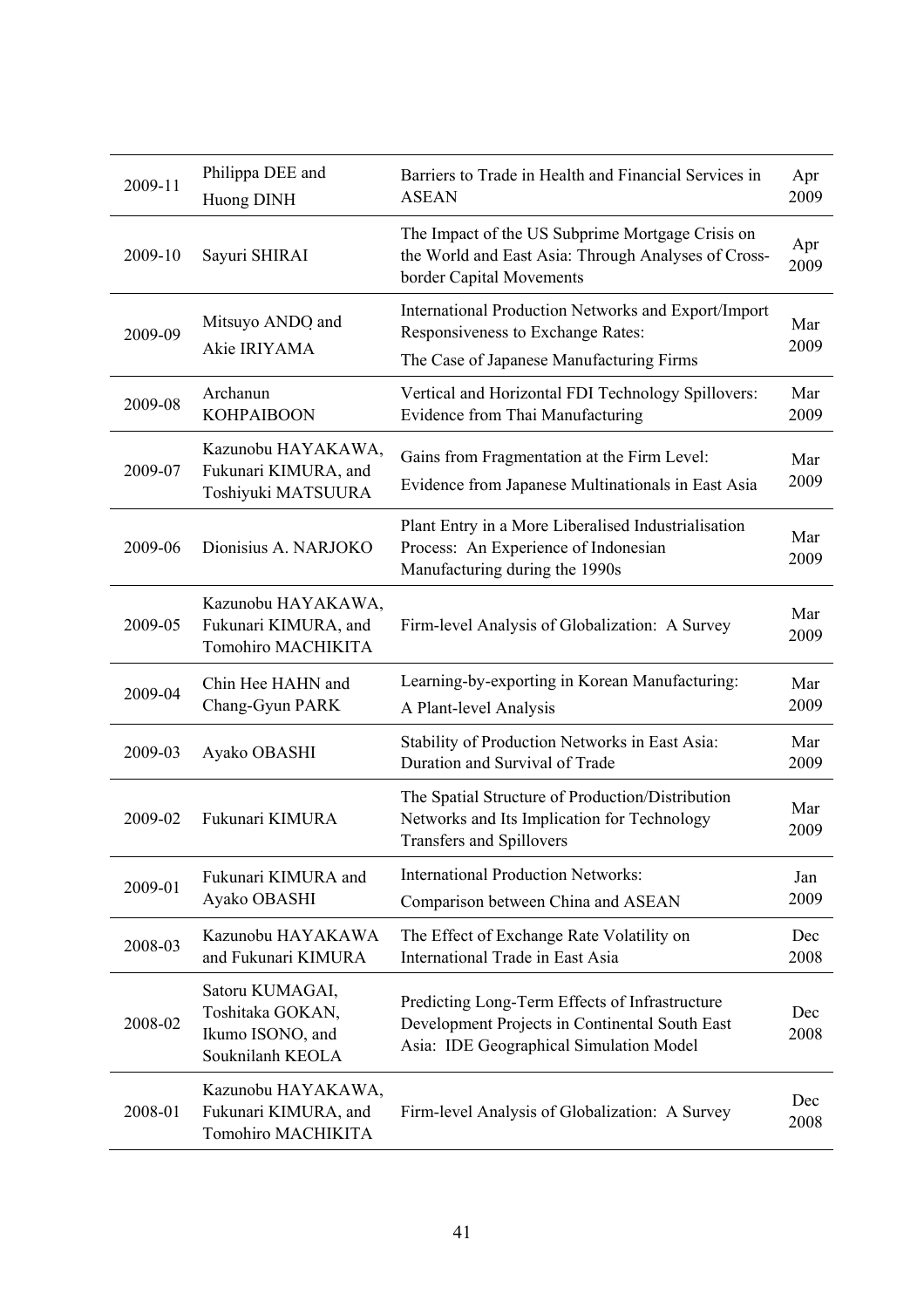| | | | |
|---|---|---|---|
| 2009-11 | Philippa DEE and Huong DINH | Barriers to Trade in Health and Financial Services in ASEAN | Apr 2009 |
| 2009-10 | Sayuri SHIRAI | The Impact of the US Subprime Mortgage Crisis on the World and East Asia: Through Analyses of Cross-border Capital Movements | Apr 2009 |
| 2009-09 | Mitsuyo ANDO and Akie IRIYAMA | International Production Networks and Export/Import Responsiveness to Exchange Rates: The Case of Japanese Manufacturing Firms | Mar 2009 |
| 2009-08 | Archanun KOHPAIBOON | Vertical and Horizontal FDI Technology Spillovers: Evidence from Thai Manufacturing | Mar 2009 |
| 2009-07 | Kazunobu HAYAKAWA, Fukunari KIMURA, and Toshiyuki MATSUURA | Gains from Fragmentation at the Firm Level: Evidence from Japanese Multinationals in East Asia | Mar 2009 |
| 2009-06 | Dionisius A. NARJOKO | Plant Entry in a More Liberalised Industrialisation Process: An Experience of Indonesian Manufacturing during the 1990s | Mar 2009 |
| 2009-05 | Kazunobu HAYAKAWA, Fukunari KIMURA, and Tomohiro MACHIKITA | Firm-level Analysis of Globalization: A Survey | Mar 2009 |
| 2009-04 | Chin Hee HAHN and Chang-Gyun PARK | Learning-by-exporting in Korean Manufacturing: A Plant-level Analysis | Mar 2009 |
| 2009-03 | Ayako OBASHI | Stability of Production Networks in East Asia: Duration and Survival of Trade | Mar 2009 |
| 2009-02 | Fukunari KIMURA | The Spatial Structure of Production/Distribution Networks and Its Implication for Technology Transfers and Spillovers | Mar 2009 |
| 2009-01 | Fukunari KIMURA and Ayako OBASHI | International Production Networks: Comparison between China and ASEAN | Jan 2009 |
| 2008-03 | Kazunobu HAYAKAWA and Fukunari KIMURA | The Effect of Exchange Rate Volatility on International Trade in East Asia | Dec 2008 |
| 2008-02 | Satoru KUMAGAI, Toshitaka GOKAN, Ikumo ISONO, and Souknilanh KEOLA | Predicting Long-Term Effects of Infrastructure Development Projects in Continental South East Asia: IDE Geographical Simulation Model | Dec 2008 |
| 2008-01 | Kazunobu HAYAKAWA, Fukunari KIMURA, and Tomohiro MACHIKITA | Firm-level Analysis of Globalization: A Survey | Dec 2008 |